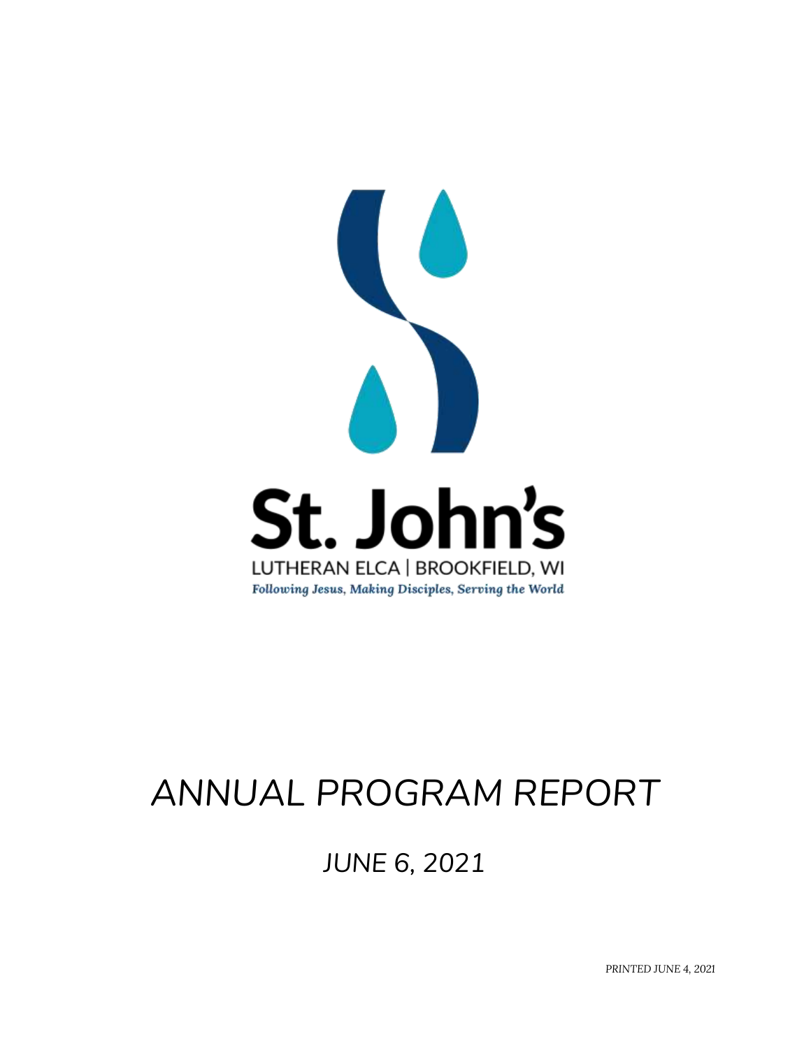St. John's

LUTHERAN ELCA | BROOKFIELD, WI

*Following Jesus, Making Disciples, Serving the World*

# ANNUAL PROGRAM REPORT

## *JUNE 6, 2021*

*PRINTED JUNE 4, 2021*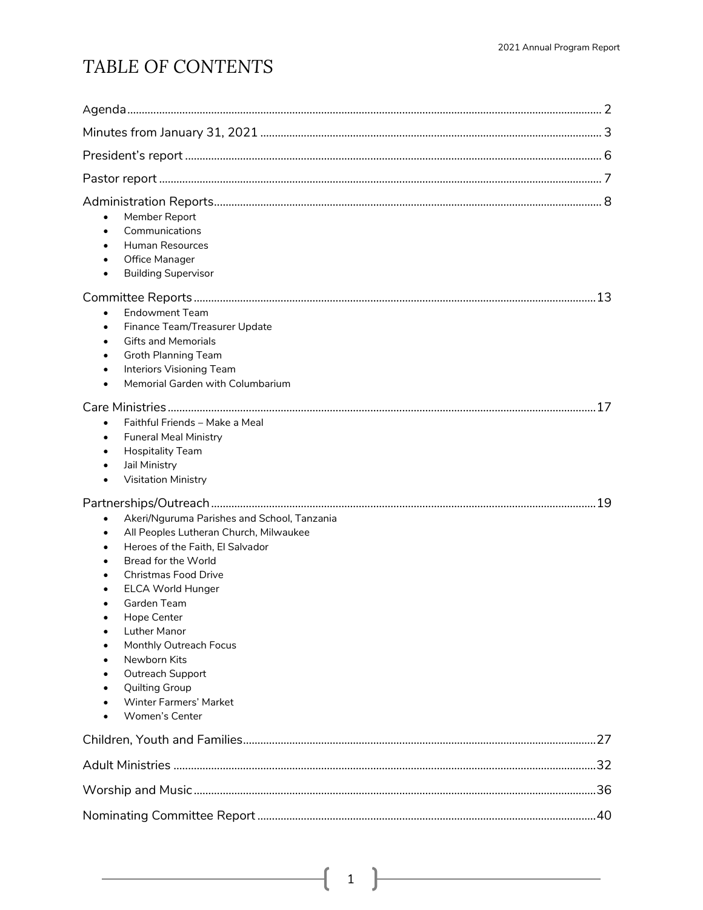# TABLE OF CONTENTS

Agenda ........ 2

Minutes from January 31, 2021 ........ 3

President's report ........ 6

Pastor report ........ 7

Administration Reports ........ 8

- Member Report
- Communications
- Human Resources
- Office Manager
- Building Supervisor

Committee Reports ........ 13

- Endowment Team
- Finance Team/Treasurer Update
- Gifts and Memorials
- Groth Planning Team
- Interiors Visioning Team
- Memorial Garden with Columbarium

Care Ministries ........ 17

- Faithful Friends – Make a Meal
- Funeral Meal Ministry
- Hospitality Team
- Jail Ministry
- Visitation Ministry

Partnerships/Outreach ........ 19

- Akeri/Nguruma Parishes and School, Tanzania
- All Peoples Lutheran Church, Milwaukee
- Heroes of the Faith, El Salvador
- Bread for the World
- Christmas Food Drive
- ELCA World Hunger
- Garden Team
- Hope Center
- Luther Manor
- Monthly Outreach Focus
- Newborn Kits
- Outreach Support
- Quilting Group
- Winter Farmers' Market
- Women's Center

Children, Youth and Families ........ 27

Adult Ministries ........ 32

Worship and Music ........ 36

Nominating Committee Report ........ 40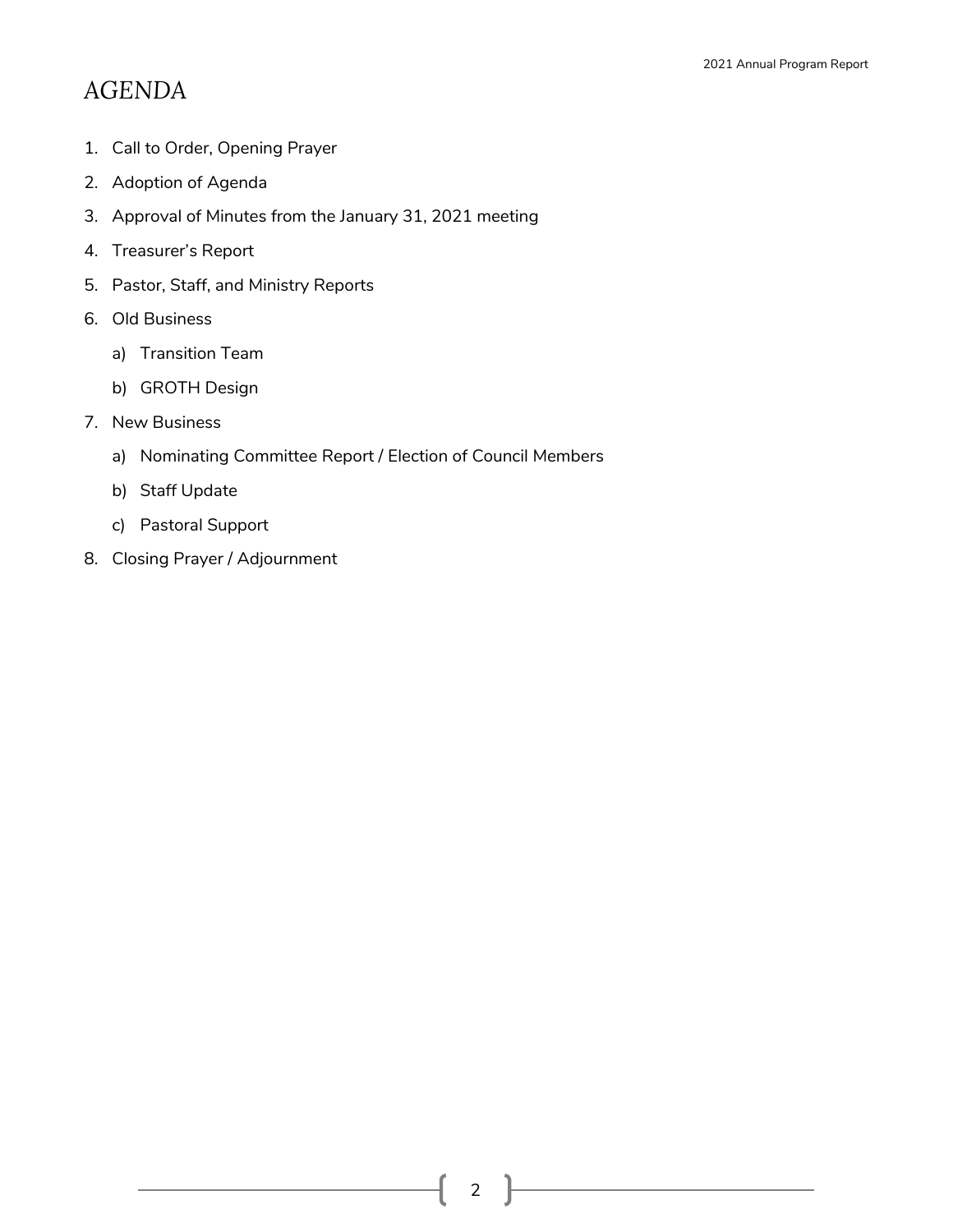# AGENDA

1. Call to Order, Opening Prayer
2. Adoption of Agenda
3. Approval of Minutes from the January 31, 2021 meeting
4. Treasurer's Report
5. Pastor, Staff, and Ministry Reports
6. Old Business
   a) Transition Team
   b) GROTH Design
7. New Business
   a) Nominating Committee Report / Election of Council Members
   b) Staff Update
   c) Pastoral Support
8. Closing Prayer / Adjournment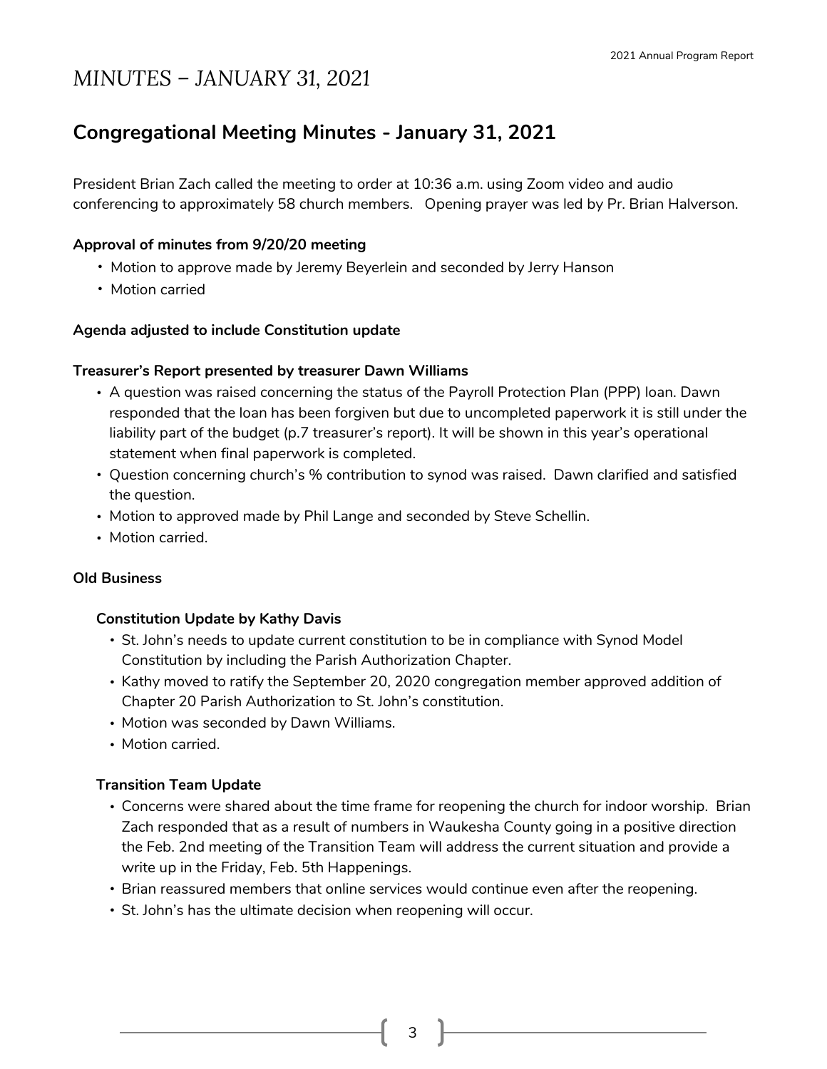# *MINUTES – JANUARY 31, 2021*

## Congregational Meeting Minutes - January 31, 2021

President Brian Zach called the meeting to order at 10:36 a.m. using Zoom video and audio conferencing to approximately 58 church members. Opening prayer was led by Pr. Brian Halverson.

**Approval of minutes from 9/20/20 meeting**

- Motion to approve made by Jeremy Beyerlein and seconded by Jerry Hanson
- Motion carried

**Agenda adjusted to include Constitution update**

**Treasurer's Report presented by treasurer Dawn Williams**

- A question was raised concerning the status of the Payroll Protection Plan (PPP) loan. Dawn responded that the loan has been forgiven but due to uncompleted paperwork it is still under the liability part of the budget (p.7 treasurer's report). It will be shown in this year's operational statement when final paperwork is completed.
- Question concerning church's % contribution to synod was raised. Dawn clarified and satisfied the question.
- Motion to approved made by Phil Lange and seconded by Steve Schellin.
- Motion carried.

**Old Business**

**Constitution Update by Kathy Davis**

- St. John's needs to update current constitution to be in compliance with Synod Model Constitution by including the Parish Authorization Chapter.
- Kathy moved to ratify the September 20, 2020 congregation member approved addition of Chapter 20 Parish Authorization to St. John's constitution.
- Motion was seconded by Dawn Williams.
- Motion carried.

**Transition Team Update**

- Concerns were shared about the time frame for reopening the church for indoor worship. Brian Zach responded that as a result of numbers in Waukesha County going in a positive direction the Feb. 2nd meeting of the Transition Team will address the current situation and provide a write up in the Friday, Feb. 5th Happenings.
- Brian reassured members that online services would continue even after the reopening.
- St. John's has the ultimate decision when reopening will occur.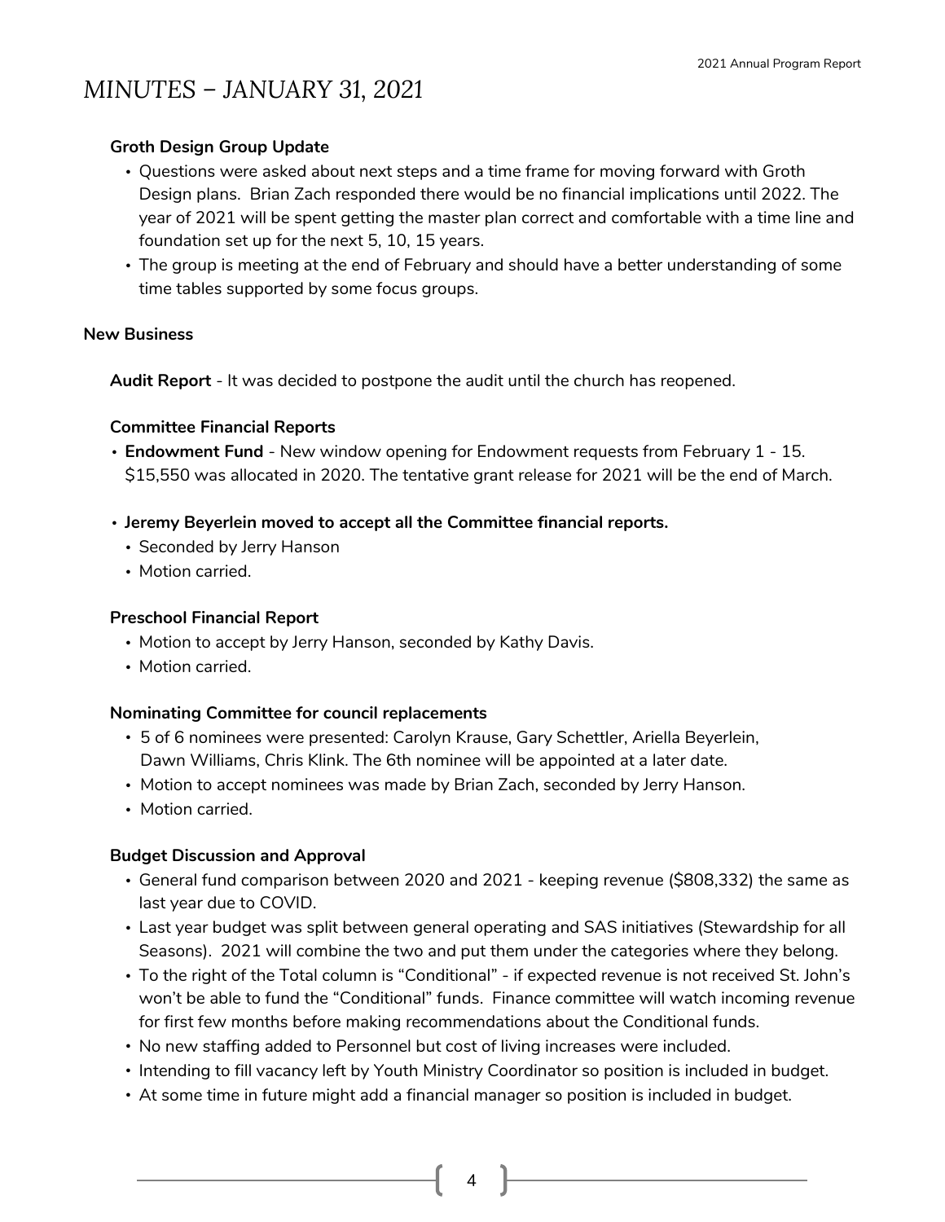# MINUTES – JANUARY 31, 2021

### Groth Design Group Update

- Questions were asked about next steps and a time frame for moving forward with Groth Design plans. Brian Zach responded there would be no financial implications until 2022. The year of 2021 will be spent getting the master plan correct and comfortable with a time line and foundation set up for the next 5, 10, 15 years.
- The group is meeting at the end of February and should have a better understanding of some time tables supported by some focus groups.

## New Business

**Audit Report** - It was decided to postpone the audit until the church has reopened.

### Committee Financial Reports

- **Endowment Fund** - New window opening for Endowment requests from February 1 - 15. $15,550 was allocated in 2020. The tentative grant release for 2021 will be the end of March.

- **Jeremy Beyerlein moved to accept all the Committee financial reports.**
  - Seconded by Jerry Hanson
  - Motion carried.

### Preschool Financial Report

- Motion to accept by Jerry Hanson, seconded by Kathy Davis.
- Motion carried.

### Nominating Committee for council replacements

- 5 of 6 nominees were presented: Carolyn Krause, Gary Schettler, Ariella Beyerlein, Dawn Williams, Chris Klink. The 6th nominee will be appointed at a later date.
- Motion to accept nominees was made by Brian Zach, seconded by Jerry Hanson.
- Motion carried.

### Budget Discussion and Approval

- General fund comparison between 2020 and 2021 - keeping revenue ($808,332) the same as last year due to COVID.
- Last year budget was split between general operating and SAS initiatives (Stewardship for all Seasons). 2021 will combine the two and put them under the categories where they belong.
- To the right of the Total column is "Conditional" - if expected revenue is not received St. John's won't be able to fund the "Conditional" funds. Finance committee will watch incoming revenue for first few months before making recommendations about the Conditional funds.
- No new staffing added to Personnel but cost of living increases were included.
- Intending to fill vacancy left by Youth Ministry Coordinator so position is included in budget.
- At some time in future might add a financial manager so position is included in budget.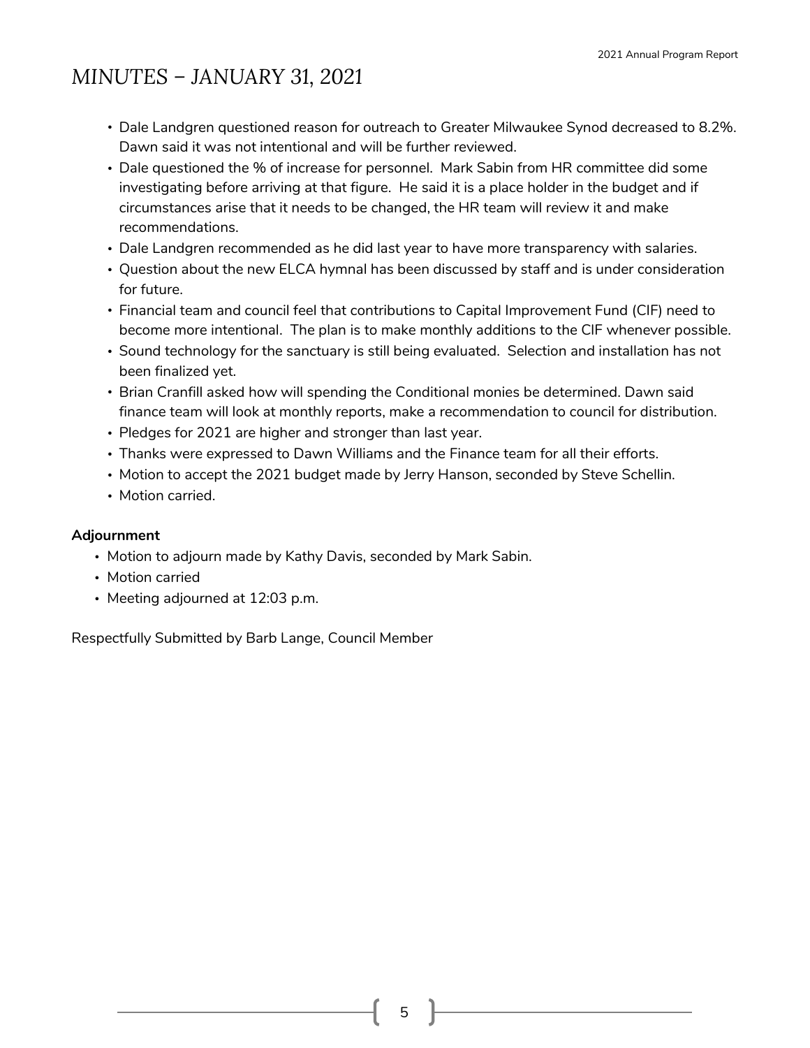# MINUTES – JANUARY 31, 2021

- Dale Landgren questioned reason for outreach to Greater Milwaukee Synod decreased to 8.2%. Dawn said it was not intentional and will be further reviewed.
- Dale questioned the % of increase for personnel. Mark Sabin from HR committee did some investigating before arriving at that figure. He said it is a place holder in the budget and if circumstances arise that it needs to be changed, the HR team will review it and make recommendations.
- Dale Landgren recommended as he did last year to have more transparency with salaries.
- Question about the new ELCA hymnal has been discussed by staff and is under consideration for future.
- Financial team and council feel that contributions to Capital Improvement Fund (CIF) need to become more intentional. The plan is to make monthly additions to the CIF whenever possible.
- Sound technology for the sanctuary is still being evaluated. Selection and installation has not been finalized yet.
- Brian Cranfill asked how will spending the Conditional monies be determined. Dawn said finance team will look at monthly reports, make a recommendation to council for distribution.
- Pledges for 2021 are higher and stronger than last year.
- Thanks were expressed to Dawn Williams and the Finance team for all their efforts.
- Motion to accept the 2021 budget made by Jerry Hanson, seconded by Steve Schellin.
- Motion carried.

**Adjournment**

- Motion to adjourn made by Kathy Davis, seconded by Mark Sabin.
- Motion carried
- Meeting adjourned at 12:03 p.m.

Respectfully Submitted by Barb Lange, Council Member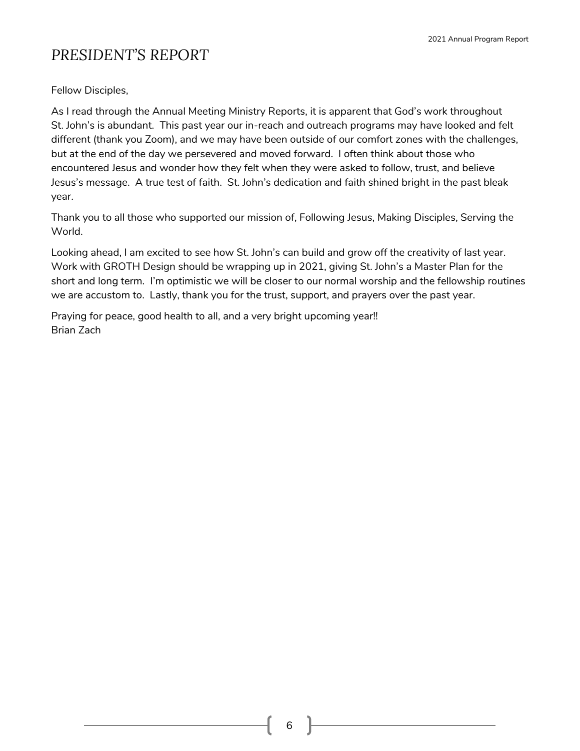# *PRESIDENT'S REPORT*

Fellow Disciples,

As I read through the Annual Meeting Ministry Reports, it is apparent that God's work throughout St. John's is abundant. This past year our in-reach and outreach programs may have looked and felt different (thank you Zoom), and we may have been outside of our comfort zones with the challenges, but at the end of the day we persevered and moved forward. I often think about those who encountered Jesus and wonder how they felt when they were asked to follow, trust, and believe Jesus's message. A true test of faith. St. John's dedication and faith shined bright in the past bleak year.

Thank you to all those who supported our mission of, Following Jesus, Making Disciples, Serving the World.

Looking ahead, I am excited to see how St. John's can build and grow off the creativity of last year. Work with GROTH Design should be wrapping up in 2021, giving St. John's a Master Plan for the short and long term. I'm optimistic we will be closer to our normal worship and the fellowship routines we are accustom to. Lastly, thank you for the trust, support, and prayers over the past year.

Praying for peace, good health to all, and a very bright upcoming year!!
Brian Zach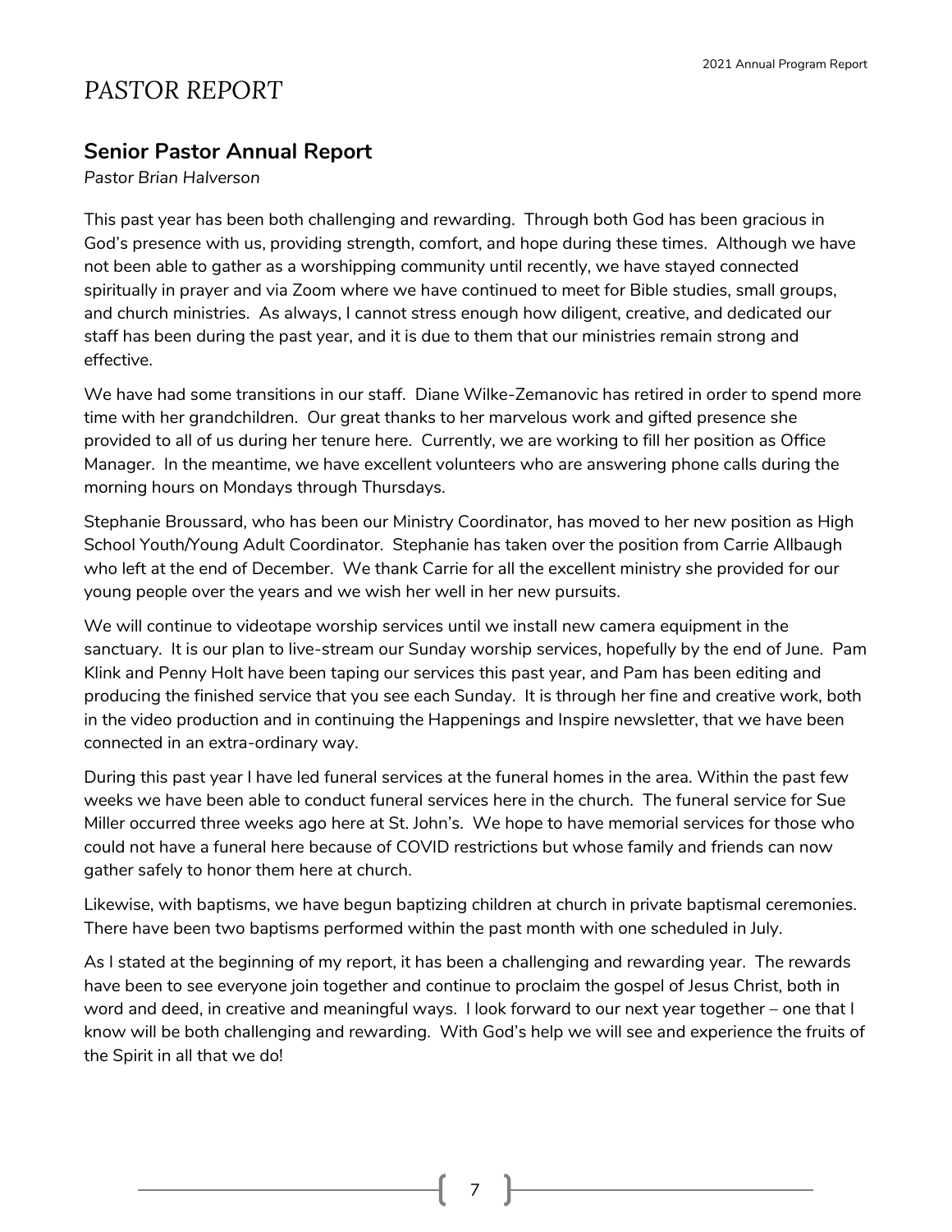# PASTOR REPORT

## Senior Pastor Annual Report

*Pastor Brian Halverson*

This past year has been both challenging and rewarding. Through both God has been gracious in God's presence with us, providing strength, comfort, and hope during these times. Although we have not been able to gather as a worshipping community until recently, we have stayed connected spiritually in prayer and via Zoom where we have continued to meet for Bible studies, small groups, and church ministries. As always, I cannot stress enough how diligent, creative, and dedicated our staff has been during the past year, and it is due to them that our ministries remain strong and effective.

We have had some transitions in our staff. Diane Wilke-Zemanovic has retired in order to spend more time with her grandchildren. Our great thanks to her marvelous work and gifted presence she provided to all of us during her tenure here. Currently, we are working to fill her position as Office Manager. In the meantime, we have excellent volunteers who are answering phone calls during the morning hours on Mondays through Thursdays.

Stephanie Broussard, who has been our Ministry Coordinator, has moved to her new position as High School Youth/Young Adult Coordinator. Stephanie has taken over the position from Carrie Allbaugh who left at the end of December. We thank Carrie for all the excellent ministry she provided for our young people over the years and we wish her well in her new pursuits.

We will continue to videotape worship services until we install new camera equipment in the sanctuary. It is our plan to live-stream our Sunday worship services, hopefully by the end of June. Pam Klink and Penny Holt have been taping our services this past year, and Pam has been editing and producing the finished service that you see each Sunday. It is through her fine and creative work, both in the video production and in continuing the Happenings and Inspire newsletter, that we have been connected in an extra-ordinary way.

During this past year I have led funeral services at the funeral homes in the area. Within the past few weeks we have been able to conduct funeral services here in the church. The funeral service for Sue Miller occurred three weeks ago here at St. John's. We hope to have memorial services for those who could not have a funeral here because of COVID restrictions but whose family and friends can now gather safely to honor them here at church.

Likewise, with baptisms, we have begun baptizing children at church in private baptismal ceremonies. There have been two baptisms performed within the past month with one scheduled in July.

As I stated at the beginning of my report, it has been a challenging and rewarding year. The rewards have been to see everyone join together and continue to proclaim the gospel of Jesus Christ, both in word and deed, in creative and meaningful ways. I look forward to our next year together – one that I know will be both challenging and rewarding. With God's help we will see and experience the fruits of the Spirit in all that we do!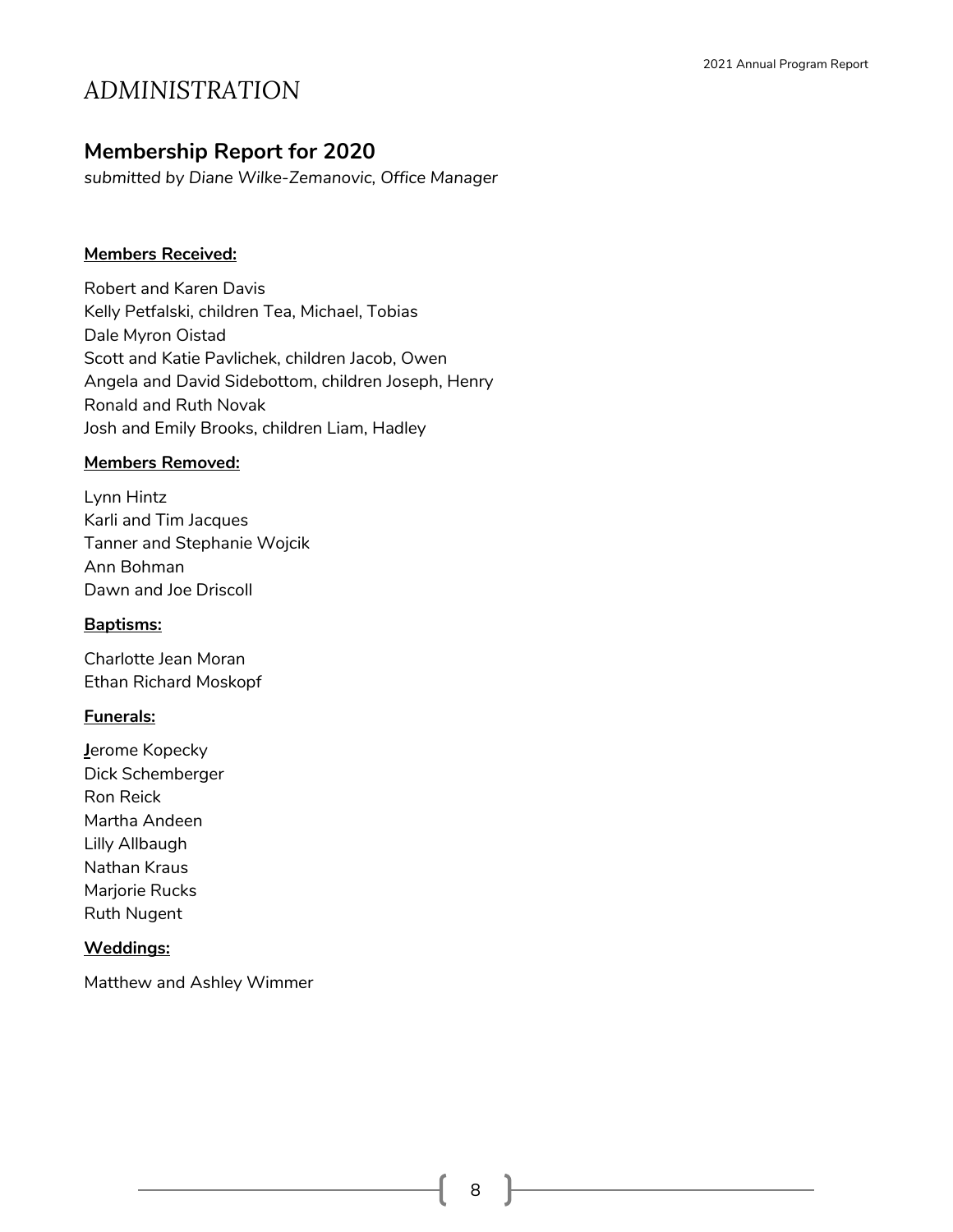# ADMINISTRATION

## Membership Report for 2020

*submitted by Diane Wilke-Zemanovic, Office Manager*

**Members Received:**

Robert and Karen Davis
Kelly Petfalski, children Tea, Michael, Tobias
Dale Myron Oistad
Scott and Katie Pavlichek, children Jacob, Owen
Angela and David Sidebottom, children Joseph, Henry
Ronald and Ruth Novak
Josh and Emily Brooks, children Liam, Hadley

**Members Removed:**

Lynn Hintz
Karli and Tim Jacques
Tanner and Stephanie Wojcik
Ann Bohman
Dawn and Joe Driscoll

**Baptisms:**

Charlotte Jean Moran
Ethan Richard Moskopf

**Funerals:**

Jerome Kopecky
Dick Schemberger
Ron Reick
Martha Andeen
Lilly Allbaugh
Nathan Kraus
Marjorie Rucks
Ruth Nugent

**Weddings:**

Matthew and Ashley Wimmer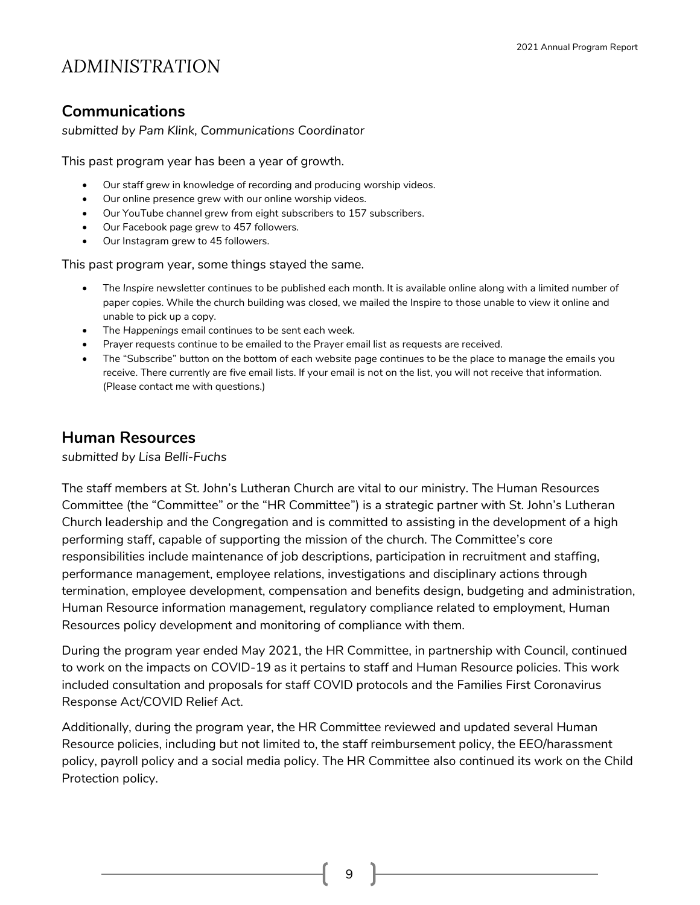# ADMINISTRATION

## Communications

*submitted by Pam Klink, Communications Coordinator*

This past program year has been a year of growth.

- Our staff grew in knowledge of recording and producing worship videos.
- Our online presence grew with our online worship videos.
- Our YouTube channel grew from eight subscribers to 157 subscribers.
- Our Facebook page grew to 457 followers.
- Our Instagram grew to 45 followers.

This past program year, some things stayed the same.

- The *Inspire* newsletter continues to be published each month. It is available online along with a limited number of paper copies. While the church building was closed, we mailed the Inspire to those unable to view it online and unable to pick up a copy.
- The *Happenings* email continues to be sent each week.
- Prayer requests continue to be emailed to the Prayer email list as requests are received.
- The "Subscribe" button on the bottom of each website page continues to be the place to manage the emails you receive. There currently are five email lists. If your email is not on the list, you will not receive that information. (Please contact me with questions.)

## Human Resources

*submitted by Lisa Belli-Fuchs*

The staff members at St. John's Lutheran Church are vital to our ministry. The Human Resources Committee (the "Committee" or the "HR Committee") is a strategic partner with St. John's Lutheran Church leadership and the Congregation and is committed to assisting in the development of a high performing staff, capable of supporting the mission of the church. The Committee's core responsibilities include maintenance of job descriptions, participation in recruitment and staffing, performance management, employee relations, investigations and disciplinary actions through termination, employee development, compensation and benefits design, budgeting and administration, Human Resource information management, regulatory compliance related to employment, Human Resources policy development and monitoring of compliance with them.

During the program year ended May 2021, the HR Committee, in partnership with Council, continued to work on the impacts on COVID-19 as it pertains to staff and Human Resource policies. This work included consultation and proposals for staff COVID protocols and the Families First Coronavirus Response Act/COVID Relief Act.

Additionally, during the program year, the HR Committee reviewed and updated several Human Resource policies, including but not limited to, the staff reimbursement policy, the EEO/harassment policy, payroll policy and a social media policy. The HR Committee also continued its work on the Child Protection policy.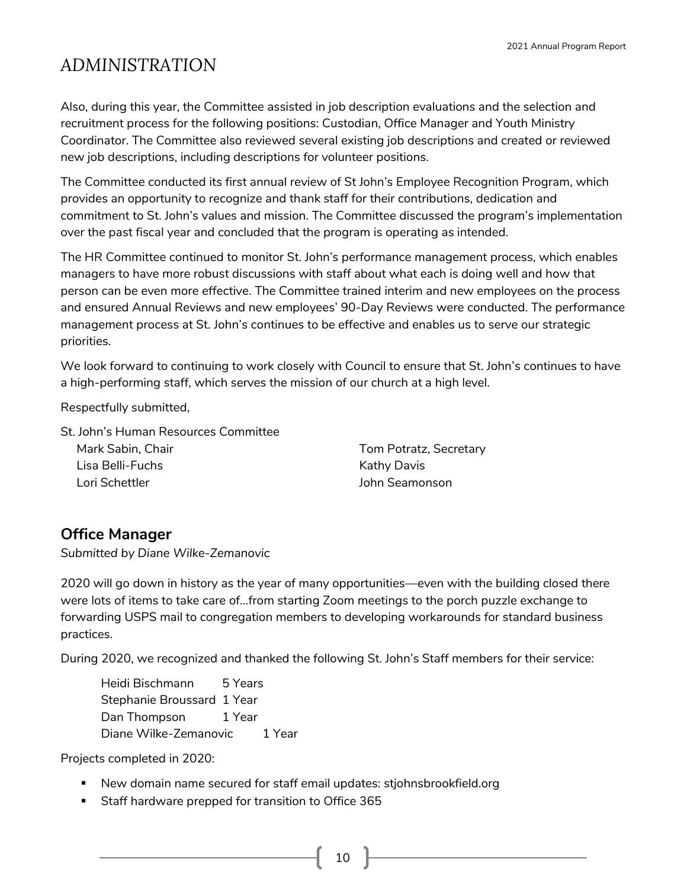# ADMINISTRATION

Also, during this year, the Committee assisted in job description evaluations and the selection and recruitment process for the following positions: Custodian, Office Manager and Youth Ministry Coordinator. The Committee also reviewed several existing job descriptions and created or reviewed new job descriptions, including descriptions for volunteer positions.

The Committee conducted its first annual review of St John's Employee Recognition Program, which provides an opportunity to recognize and thank staff for their contributions, dedication and commitment to St. John's values and mission. The Committee discussed the program's implementation over the past fiscal year and concluded that the program is operating as intended.

The HR Committee continued to monitor St. John's performance management process, which enables managers to have more robust discussions with staff about what each is doing well and how that person can be even more effective. The Committee trained interim and new employees on the process and ensured Annual Reviews and new employees' 90-Day Reviews were conducted. The performance management process at St. John's continues to be effective and enables us to serve our strategic priorities.

We look forward to continuing to work closely with Council to ensure that St. John's continues to have a high-performing staff, which serves the mission of our church at a high level.

Respectfully submitted,

St. John's Human Resources Committee

Mark Sabin, Chair
Tom Potratz, Secretary
Lisa Belli-Fuchs
Kathy Davis
Lori Schettler
John Seamonson

## Office Manager

*Submitted by Diane Wilke-Zemanovic*

2020 will go down in history as the year of many opportunities—even with the building closed there were lots of items to take care of...from starting Zoom meetings to the porch puzzle exchange to forwarding USPS mail to congregation members to developing workarounds for standard business practices.

During 2020, we recognized and thanked the following St. John's Staff members for their service:

Heidi Bischmann 5 Years
Stephanie Broussard 1 Year
Dan Thompson 1 Year
Diane Wilke-Zemanovic 1 Year

Projects completed in 2020:

- New domain name secured for staff email updates: stjohnsbrookfield.org
- Staff hardware prepped for transition to Office 365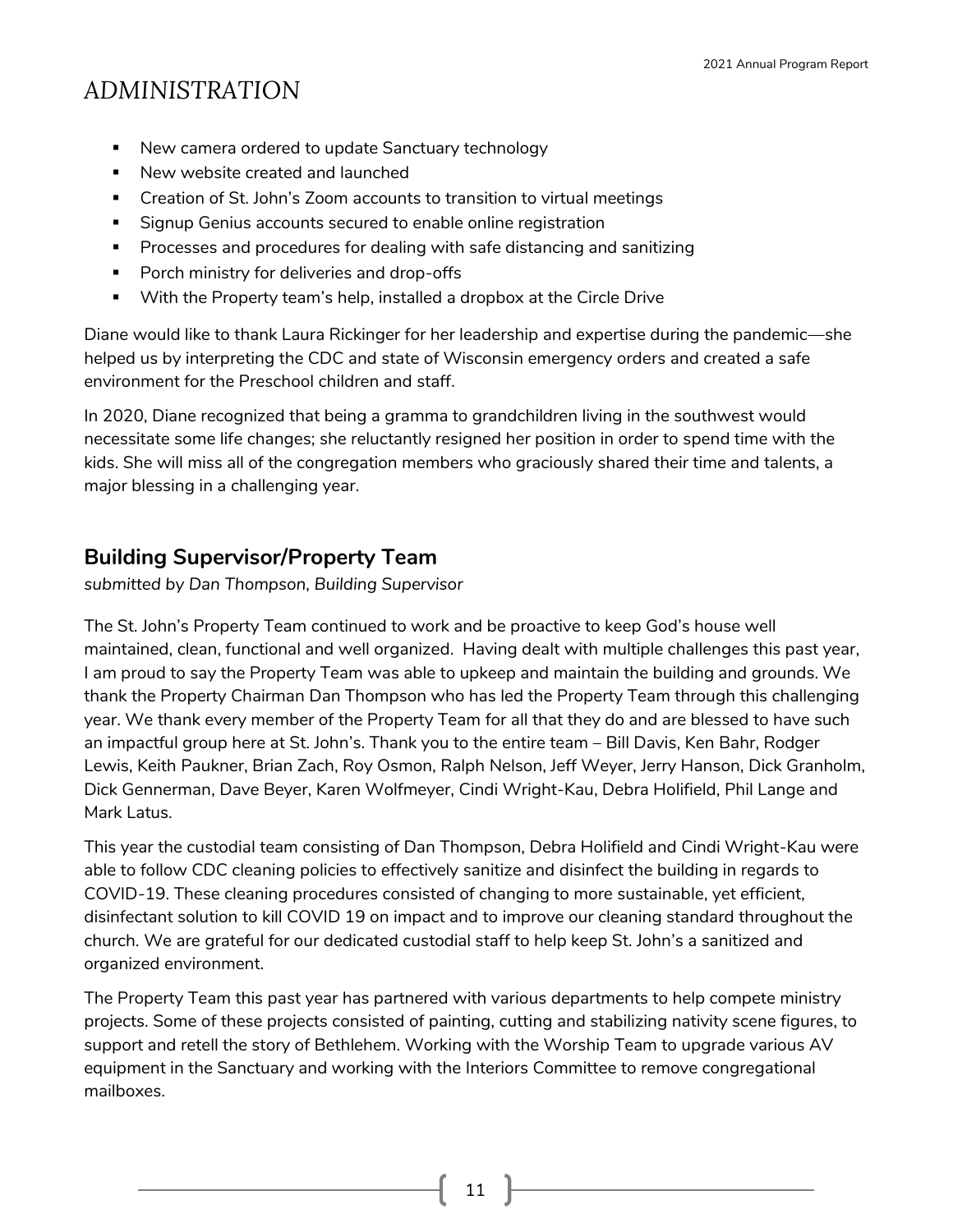# ADMINISTRATION

- New camera ordered to update Sanctuary technology
- New website created and launched
- Creation of St. John's Zoom accounts to transition to virtual meetings
- Signup Genius accounts secured to enable online registration
- Processes and procedures for dealing with safe distancing and sanitizing
- Porch ministry for deliveries and drop-offs
- With the Property team's help, installed a dropbox at the Circle Drive

Diane would like to thank Laura Rickinger for her leadership and expertise during the pandemic—she helped us by interpreting the CDC and state of Wisconsin emergency orders and created a safe environment for the Preschool children and staff.

In 2020, Diane recognized that being a gramma to grandchildren living in the southwest would necessitate some life changes; she reluctantly resigned her position in order to spend time with the kids. She will miss all of the congregation members who graciously shared their time and talents, a major blessing in a challenging year.

## Building Supervisor/Property Team

*submitted by Dan Thompson, Building Supervisor*

The St. John's Property Team continued to work and be proactive to keep God's house well maintained, clean, functional and well organized. Having dealt with multiple challenges this past year, I am proud to say the Property Team was able to upkeep and maintain the building and grounds. We thank the Property Chairman Dan Thompson who has led the Property Team through this challenging year. We thank every member of the Property Team for all that they do and are blessed to have such an impactful group here at St. John's. Thank you to the entire team – Bill Davis, Ken Bahr, Rodger Lewis, Keith Paukner, Brian Zach, Roy Osmon, Ralph Nelson, Jeff Weyer, Jerry Hanson, Dick Granholm, Dick Gennerman, Dave Beyer, Karen Wolfmeyer, Cindi Wright-Kau, Debra Holifield, Phil Lange and Mark Latus.

This year the custodial team consisting of Dan Thompson, Debra Holifield and Cindi Wright-Kau were able to follow CDC cleaning policies to effectively sanitize and disinfect the building in regards to COVID-19. These cleaning procedures consisted of changing to more sustainable, yet efficient, disinfectant solution to kill COVID 19 on impact and to improve our cleaning standard throughout the church. We are grateful for our dedicated custodial staff to help keep St. John's a sanitized and organized environment.

The Property Team this past year has partnered with various departments to help compete ministry projects. Some of these projects consisted of painting, cutting and stabilizing nativity scene figures, to support and retell the story of Bethlehem. Working with the Worship Team to upgrade various AV equipment in the Sanctuary and working with the Interiors Committee to remove congregational mailboxes.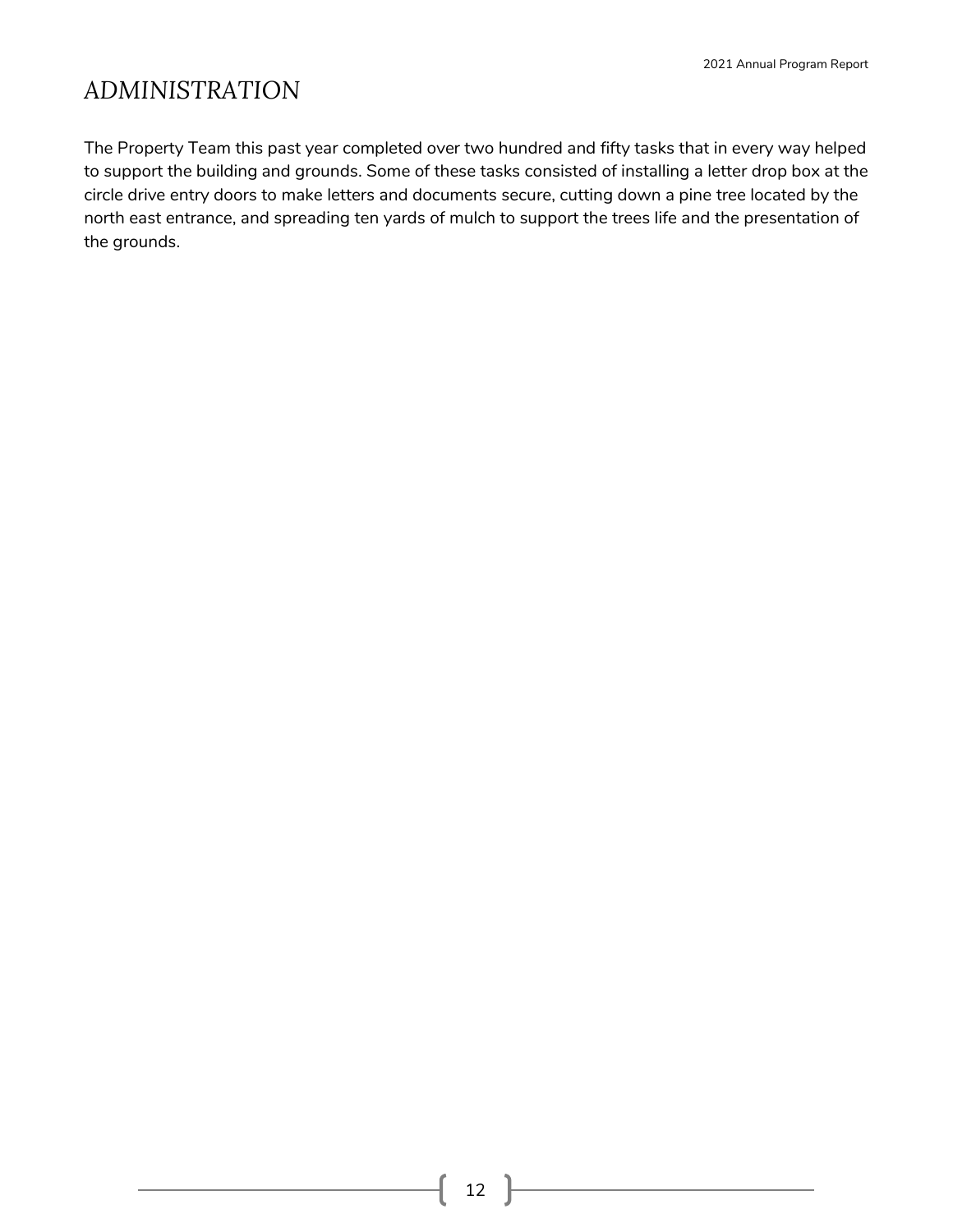# ADMINISTRATION

The Property Team this past year completed over two hundred and fifty tasks that in every way helped to support the building and grounds. Some of these tasks consisted of installing a letter drop box at the circle drive entry doors to make letters and documents secure, cutting down a pine tree located by the north east entrance, and spreading ten yards of mulch to support the trees life and the presentation of the grounds.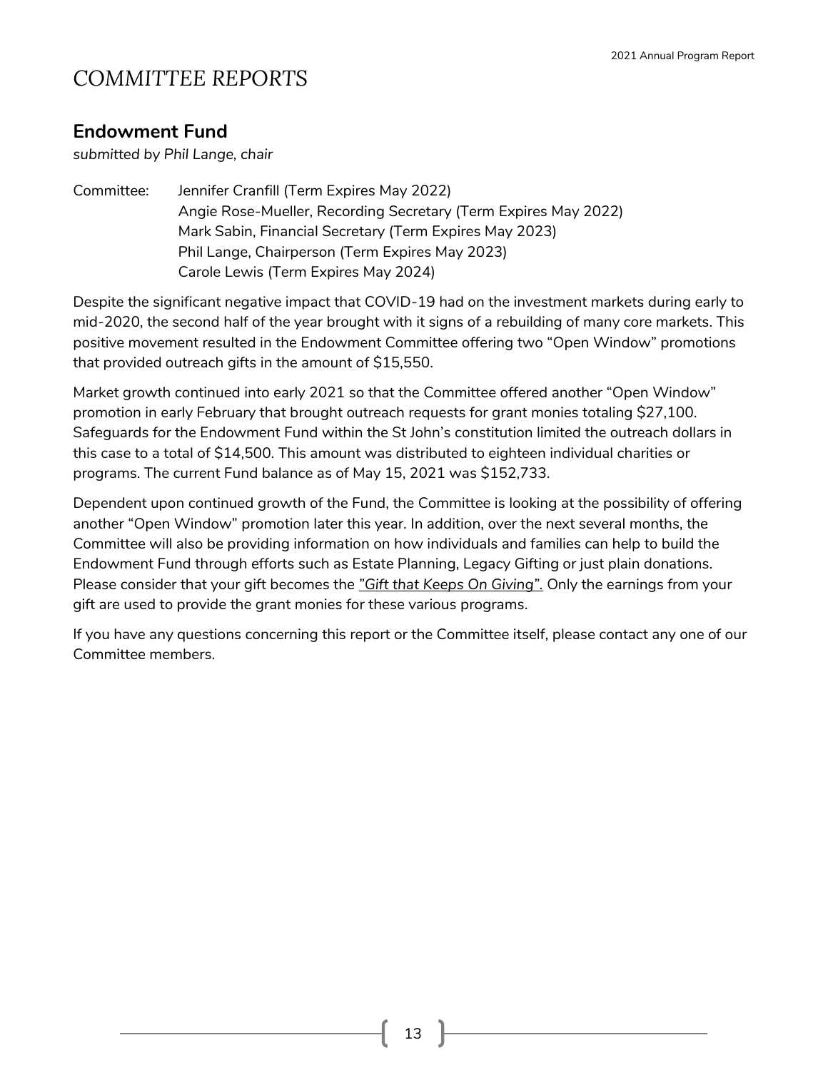# COMMITTEE REPORTS

## Endowment Fund

*submitted by Phil Lange, chair*

Committee: Jennifer Cranfill (Term Expires May 2022)
Angie Rose-Mueller, Recording Secretary (Term Expires May 2022)
Mark Sabin, Financial Secretary (Term Expires May 2023)
Phil Lange, Chairperson (Term Expires May 2023)
Carole Lewis (Term Expires May 2024)

Despite the significant negative impact that COVID-19 had on the investment markets during early to mid-2020, the second half of the year brought with it signs of a rebuilding of many core markets. This positive movement resulted in the Endowment Committee offering two "Open Window" promotions that provided outreach gifts in the amount of $15,550.

Market growth continued into early 2021 so that the Committee offered another "Open Window" promotion in early February that brought outreach requests for grant monies totaling $27,100. Safeguards for the Endowment Fund within the St John's constitution limited the outreach dollars in this case to a total of $14,500. This amount was distributed to eighteen individual charities or programs. The current Fund balance as of May 15, 2021 was $152,733.

Dependent upon continued growth of the Fund, the Committee is looking at the possibility of offering another "Open Window" promotion later this year. In addition, over the next several months, the Committee will also be providing information on how individuals and families can help to build the Endowment Fund through efforts such as Estate Planning, Legacy Gifting or just plain donations. Please consider that your gift becomes the *"Gift that Keeps On Giving".* Only the earnings from your gift are used to provide the grant monies for these various programs.

If you have any questions concerning this report or the Committee itself, please contact any one of our Committee members.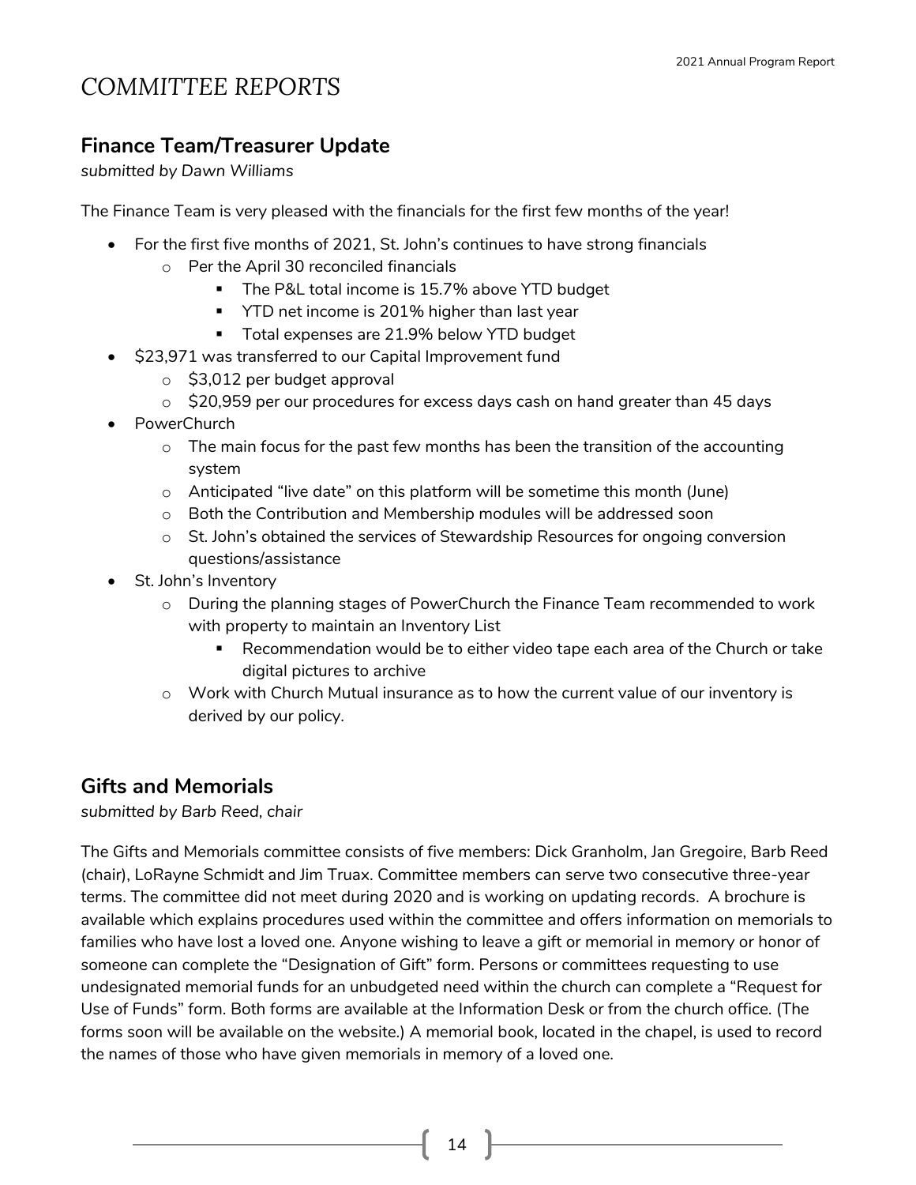# COMMITTEE REPORTS

## Finance Team/Treasurer Update

*submitted by Dawn Williams*

The Finance Team is very pleased with the financials for the first few months of the year!

- For the first five months of 2021, St. John's continues to have strong financials
  - Per the April 30 reconciled financials
    - The P&L total income is 15.7% above YTD budget
    - YTD net income is 201% higher than last year
    - Total expenses are 21.9% below YTD budget
- $23,971 was transferred to our Capital Improvement fund
  - $3,012 per budget approval
  - $20,959 per our procedures for excess days cash on hand greater than 45 days
- PowerChurch
  - The main focus for the past few months has been the transition of the accounting system
  - Anticipated "live date" on this platform will be sometime this month (June)
  - Both the Contribution and Membership modules will be addressed soon
  - St. John's obtained the services of Stewardship Resources for ongoing conversion questions/assistance
- St. John's Inventory
  - During the planning stages of PowerChurch the Finance Team recommended to work with property to maintain an Inventory List
    - Recommendation would be to either video tape each area of the Church or take digital pictures to archive
  - Work with Church Mutual insurance as to how the current value of our inventory is derived by our policy.

## Gifts and Memorials

*submitted by Barb Reed, chair*

The Gifts and Memorials committee consists of five members: Dick Granholm, Jan Gregoire, Barb Reed (chair), LoRayne Schmidt and Jim Truax. Committee members can serve two consecutive three-year terms. The committee did not meet during 2020 and is working on updating records. A brochure is available which explains procedures used within the committee and offers information on memorials to families who have lost a loved one. Anyone wishing to leave a gift or memorial in memory or honor of someone can complete the "Designation of Gift" form. Persons or committees requesting to use undesignated memorial funds for an unbudgeted need within the church can complete a "Request for Use of Funds" form. Both forms are available at the Information Desk or from the church office. (The forms soon will be available on the website.) A memorial book, located in the chapel, is used to record the names of those who have given memorials in memory of a loved one.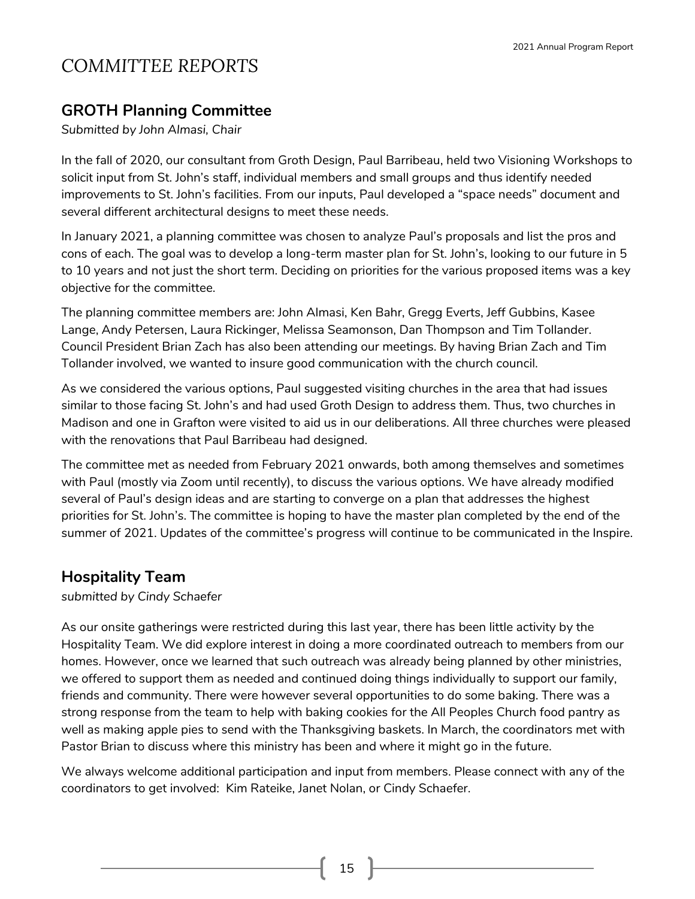# COMMITTEE REPORTS

## GROTH Planning Committee

*Submitted by John Almasi, Chair*

In the fall of 2020, our consultant from Groth Design, Paul Barribeau, held two Visioning Workshops to solicit input from St. John's staff, individual members and small groups and thus identify needed improvements to St. John's facilities. From our inputs, Paul developed a "space needs" document and several different architectural designs to meet these needs.

In January 2021, a planning committee was chosen to analyze Paul's proposals and list the pros and cons of each. The goal was to develop a long-term master plan for St. John's, looking to our future in 5 to 10 years and not just the short term. Deciding on priorities for the various proposed items was a key objective for the committee.

The planning committee members are: John Almasi, Ken Bahr, Gregg Everts, Jeff Gubbins, Kasee Lange, Andy Petersen, Laura Rickinger, Melissa Seamonson, Dan Thompson and Tim Tollander. Council President Brian Zach has also been attending our meetings. By having Brian Zach and Tim Tollander involved, we wanted to insure good communication with the church council.

As we considered the various options, Paul suggested visiting churches in the area that had issues similar to those facing St. John's and had used Groth Design to address them. Thus, two churches in Madison and one in Grafton were visited to aid us in our deliberations. All three churches were pleased with the renovations that Paul Barribeau had designed.

The committee met as needed from February 2021 onwards, both among themselves and sometimes with Paul (mostly via Zoom until recently), to discuss the various options. We have already modified several of Paul's design ideas and are starting to converge on a plan that addresses the highest priorities for St. John's. The committee is hoping to have the master plan completed by the end of the summer of 2021. Updates of the committee's progress will continue to be communicated in the Inspire.

## Hospitality Team

*submitted by Cindy Schaefer*

As our onsite gatherings were restricted during this last year, there has been little activity by the Hospitality Team. We did explore interest in doing a more coordinated outreach to members from our homes. However, once we learned that such outreach was already being planned by other ministries, we offered to support them as needed and continued doing things individually to support our family, friends and community. There were however several opportunities to do some baking. There was a strong response from the team to help with baking cookies for the All Peoples Church food pantry as well as making apple pies to send with the Thanksgiving baskets. In March, the coordinators met with Pastor Brian to discuss where this ministry has been and where it might go in the future.

We always welcome additional participation and input from members. Please connect with any of the coordinators to get involved: Kim Rateike, Janet Nolan, or Cindy Schaefer.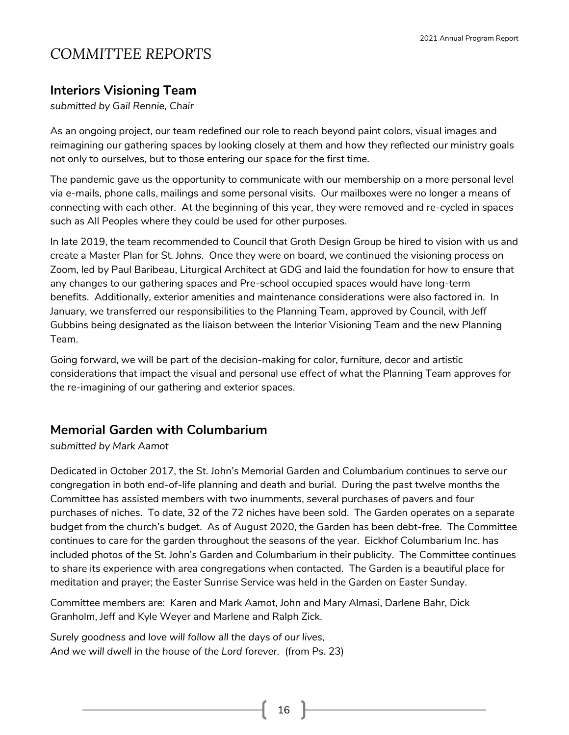# COMMITTEE REPORTS

## Interiors Visioning Team

*submitted by Gail Rennie, Chair*

As an ongoing project, our team redefined our role to reach beyond paint colors, visual images and reimagining our gathering spaces by looking closely at them and how they reflected our ministry goals not only to ourselves, but to those entering our space for the first time.

The pandemic gave us the opportunity to communicate with our membership on a more personal level via e-mails, phone calls, mailings and some personal visits. Our mailboxes were no longer a means of connecting with each other. At the beginning of this year, they were removed and re-cycled in spaces such as All Peoples where they could be used for other purposes.

In late 2019, the team recommended to Council that Groth Design Group be hired to vision with us and create a Master Plan for St. Johns. Once they were on board, we continued the visioning process on Zoom, led by Paul Baribeau, Liturgical Architect at GDG and laid the foundation for how to ensure that any changes to our gathering spaces and Pre-school occupied spaces would have long-term benefits. Additionally, exterior amenities and maintenance considerations were also factored in. In January, we transferred our responsibilities to the Planning Team, approved by Council, with Jeff Gubbins being designated as the liaison between the Interior Visioning Team and the new Planning Team.

Going forward, we will be part of the decision-making for color, furniture, decor and artistic considerations that impact the visual and personal use effect of what the Planning Team approves for the re-imagining of our gathering and exterior spaces.

## Memorial Garden with Columbarium

*submitted by Mark Aamot*

Dedicated in October 2017, the St. John's Memorial Garden and Columbarium continues to serve our congregation in both end-of-life planning and death and burial. During the past twelve months the Committee has assisted members with two inurnments, several purchases of pavers and four purchases of niches. To date, 32 of the 72 niches have been sold. The Garden operates on a separate budget from the church's budget. As of August 2020, the Garden has been debt-free. The Committee continues to care for the garden throughout the seasons of the year. Eickhof Columbarium Inc. has included photos of the St. John's Garden and Columbarium in their publicity. The Committee continues to share its experience with area congregations when contacted. The Garden is a beautiful place for meditation and prayer; the Easter Sunrise Service was held in the Garden on Easter Sunday.

Committee members are: Karen and Mark Aamot, John and Mary Almasi, Darlene Bahr, Dick Granholm, Jeff and Kyle Weyer and Marlene and Ralph Zick.

*Surely goodness and love will follow all the days of our lives,*
*And we will dwell in the house of the Lord forever.* (from Ps. 23)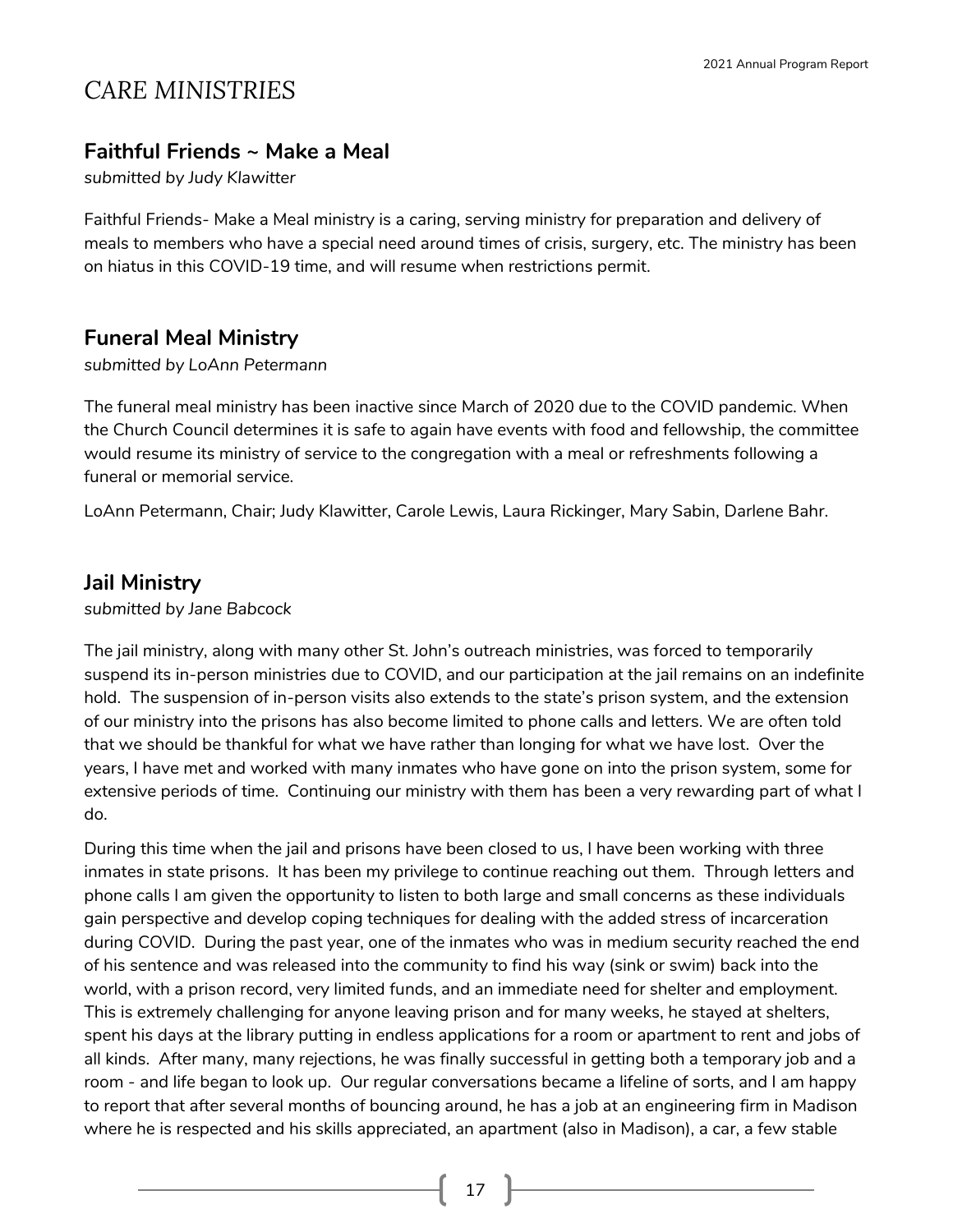# CARE MINISTRIES

## Faithful Friends ~ Make a Meal

*submitted by Judy Klawitter*

Faithful Friends- Make a Meal ministry is a caring, serving ministry for preparation and delivery of meals to members who have a special need around times of crisis, surgery, etc. The ministry has been on hiatus in this COVID-19 time, and will resume when restrictions permit.

## Funeral Meal Ministry

*submitted by LoAnn Petermann*

The funeral meal ministry has been inactive since March of 2020 due to the COVID pandemic. When the Church Council determines it is safe to again have events with food and fellowship, the committee would resume its ministry of service to the congregation with a meal or refreshments following a funeral or memorial service.

LoAnn Petermann, Chair; Judy Klawitter, Carole Lewis, Laura Rickinger, Mary Sabin, Darlene Bahr.

## Jail Ministry

*submitted by Jane Babcock*

The jail ministry, along with many other St. John's outreach ministries, was forced to temporarily suspend its in-person ministries due to COVID, and our participation at the jail remains on an indefinite hold. The suspension of in-person visits also extends to the state's prison system, and the extension of our ministry into the prisons has also become limited to phone calls and letters. We are often told that we should be thankful for what we have rather than longing for what we have lost. Over the years, I have met and worked with many inmates who have gone on into the prison system, some for extensive periods of time. Continuing our ministry with them has been a very rewarding part of what I do.

During this time when the jail and prisons have been closed to us, I have been working with three inmates in state prisons. It has been my privilege to continue reaching out them. Through letters and phone calls I am given the opportunity to listen to both large and small concerns as these individuals gain perspective and develop coping techniques for dealing with the added stress of incarceration during COVID. During the past year, one of the inmates who was in medium security reached the end of his sentence and was released into the community to find his way (sink or swim) back into the world, with a prison record, very limited funds, and an immediate need for shelter and employment. This is extremely challenging for anyone leaving prison and for many weeks, he stayed at shelters, spent his days at the library putting in endless applications for a room or apartment to rent and jobs of all kinds. After many, many rejections, he was finally successful in getting both a temporary job and a room - and life began to look up. Our regular conversations became a lifeline of sorts, and I am happy to report that after several months of bouncing around, he has a job at an engineering firm in Madison where he is respected and his skills appreciated, an apartment (also in Madison), a car, a few stable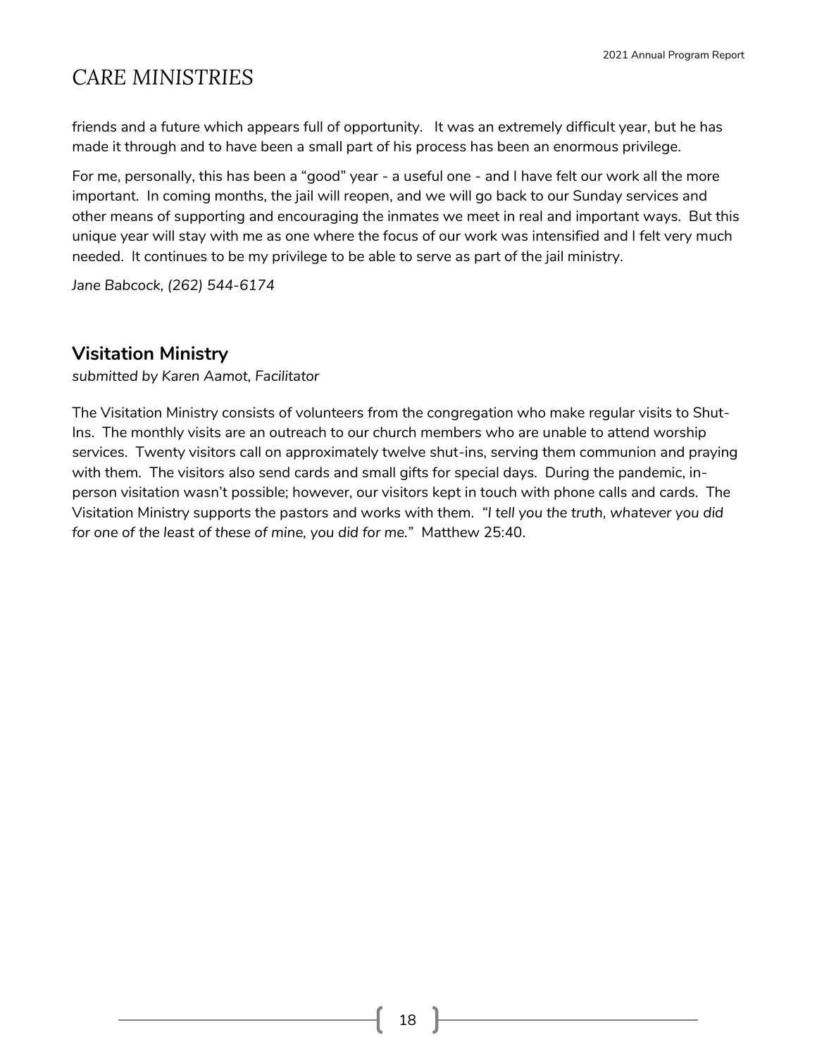friends and a future which appears full of opportunity.   It was an extremely difficult year, but he has made it through and to have been a small part of his process has been an enormous privilege.

For me, personally, this has been a "good" year - a useful one - and I have felt our work all the more important.  In coming months, the jail will reopen, and we will go back to our Sunday services and other means of supporting and encouraging the inmates we meet in real and important ways.  But this unique year will stay with me as one where the focus of our work was intensified and I felt very much needed.  It continues to be my privilege to be able to serve as part of the jail ministry.

*Jane Babcock, (262) 544-6174*

## Visitation Ministry

*submitted by Karen Aamot, Facilitator*

The Visitation Ministry consists of volunteers from the congregation who make regular visits to Shut-Ins.  The monthly visits are an outreach to our church members who are unable to attend worship services.  Twenty visitors call on approximately twelve shut-ins, serving them communion and praying with them.  The visitors also send cards and small gifts for special days.  During the pandemic, in-person visitation wasn't possible; however, our visitors kept in touch with phone calls and cards.  The Visitation Ministry supports the pastors and works with them.  *"I tell you the truth, whatever you did for one of the least of these of mine, you did for me."*  Matthew 25:40.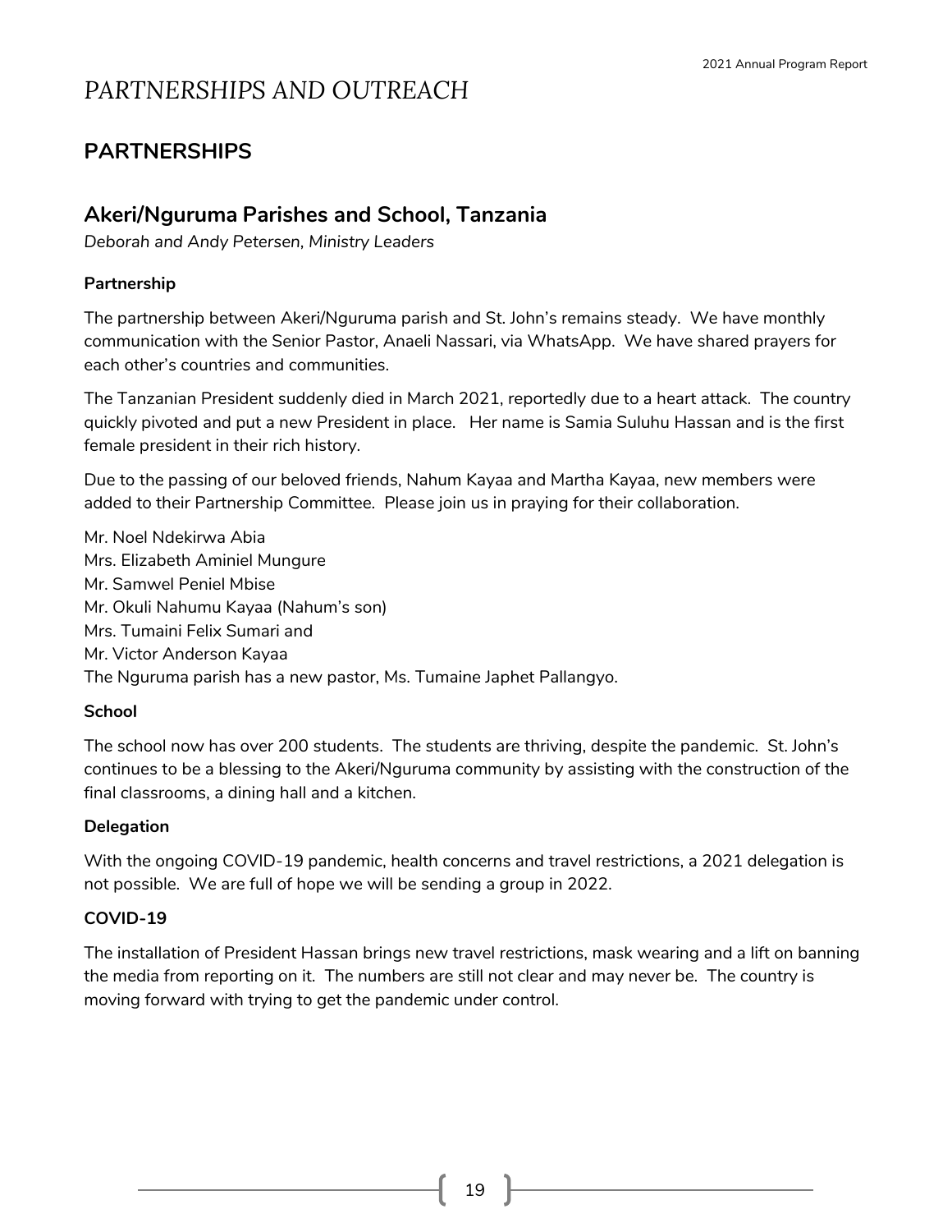# PARTNERSHIPS AND OUTREACH

## PARTNERSHIPS

### Akeri/Nguruma Parishes and School, Tanzania

*Deborah and Andy Petersen, Ministry Leaders*

**Partnership**

The partnership between Akeri/Nguruma parish and St. John's remains steady. We have monthly communication with the Senior Pastor, Anaeli Nassari, via WhatsApp. We have shared prayers for each other's countries and communities.

The Tanzanian President suddenly died in March 2021, reportedly due to a heart attack. The country quickly pivoted and put a new President in place. Her name is Samia Suluhu Hassan and is the first female president in their rich history.

Due to the passing of our beloved friends, Nahum Kayaa and Martha Kayaa, new members were added to their Partnership Committee. Please join us in praying for their collaboration.

Mr. Noel Ndekirwa Abia
Mrs. Elizabeth Aminiel Mungure
Mr. Samwel Peniel Mbise
Mr. Okuli Nahumu Kayaa (Nahum's son)
Mrs. Tumaini Felix Sumari and
Mr. Victor Anderson Kayaa
The Nguruma parish has a new pastor, Ms. Tumaine Japhet Pallangyo.

**School**

The school now has over 200 students. The students are thriving, despite the pandemic. St. John's continues to be a blessing to the Akeri/Nguruma community by assisting with the construction of the final classrooms, a dining hall and a kitchen.

**Delegation**

With the ongoing COVID-19 pandemic, health concerns and travel restrictions, a 2021 delegation is not possible. We are full of hope we will be sending a group in 2022.

**COVID-19**

The installation of President Hassan brings new travel restrictions, mask wearing and a lift on banning the media from reporting on it. The numbers are still not clear and may never be. The country is moving forward with trying to get the pandemic under control.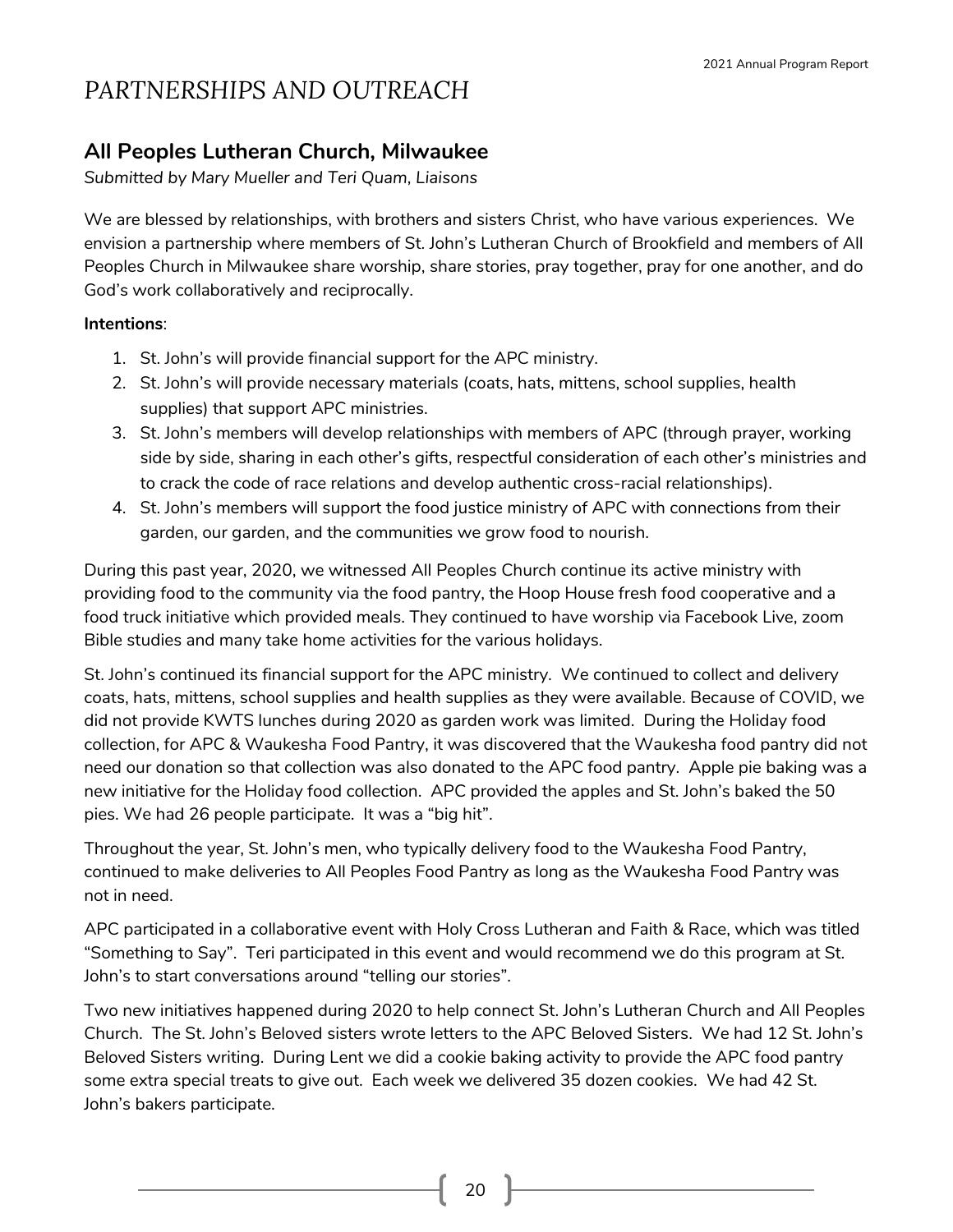# PARTNERSHIPS AND OUTREACH

## All Peoples Lutheran Church, Milwaukee

*Submitted by Mary Mueller and Teri Quam, Liaisons*

We are blessed by relationships, with brothers and sisters Christ, who have various experiences. We envision a partnership where members of St. John's Lutheran Church of Brookfield and members of All Peoples Church in Milwaukee share worship, share stories, pray together, pray for one another, and do God's work collaboratively and reciprocally.

**Intentions**:

1. St. John's will provide financial support for the APC ministry.
2. St. John's will provide necessary materials (coats, hats, mittens, school supplies, health supplies) that support APC ministries.
3. St. John's members will develop relationships with members of APC (through prayer, working side by side, sharing in each other's gifts, respectful consideration of each other's ministries and to crack the code of race relations and develop authentic cross-racial relationships).
4. St. John's members will support the food justice ministry of APC with connections from their garden, our garden, and the communities we grow food to nourish.

During this past year, 2020, we witnessed All Peoples Church continue its active ministry with providing food to the community via the food pantry, the Hoop House fresh food cooperative and a food truck initiative which provided meals. They continued to have worship via Facebook Live, zoom Bible studies and many take home activities for the various holidays.

St. John's continued its financial support for the APC ministry. We continued to collect and delivery coats, hats, mittens, school supplies and health supplies as they were available. Because of COVID, we did not provide KWTS lunches during 2020 as garden work was limited. During the Holiday food collection, for APC & Waukesha Food Pantry, it was discovered that the Waukesha food pantry did not need our donation so that collection was also donated to the APC food pantry. Apple pie baking was a new initiative for the Holiday food collection. APC provided the apples and St. John's baked the 50 pies. We had 26 people participate. It was a "big hit".

Throughout the year, St. John's men, who typically delivery food to the Waukesha Food Pantry, continued to make deliveries to All Peoples Food Pantry as long as the Waukesha Food Pantry was not in need.

APC participated in a collaborative event with Holy Cross Lutheran and Faith & Race, which was titled "Something to Say". Teri participated in this event and would recommend we do this program at St. John's to start conversations around "telling our stories".

Two new initiatives happened during 2020 to help connect St. John's Lutheran Church and All Peoples Church. The St. John's Beloved sisters wrote letters to the APC Beloved Sisters. We had 12 St. John's Beloved Sisters writing. During Lent we did a cookie baking activity to provide the APC food pantry some extra special treats to give out. Each week we delivered 35 dozen cookies. We had 42 St. John's bakers participate.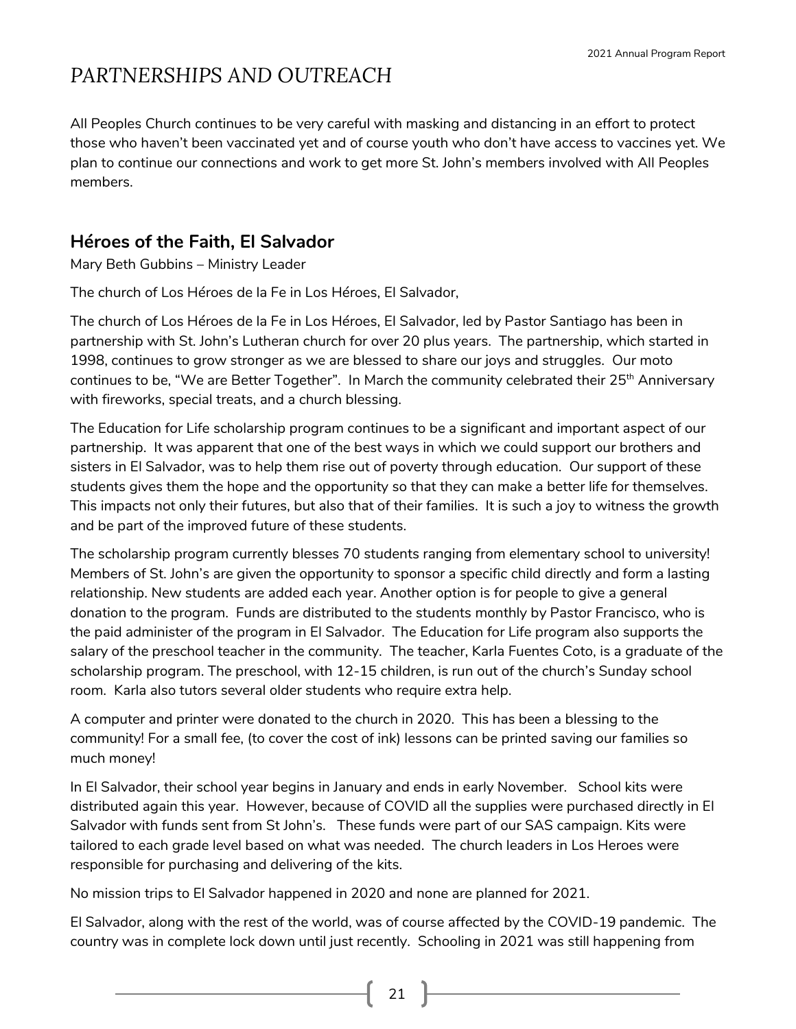# PARTNERSHIPS AND OUTREACH

All Peoples Church continues to be very careful with masking and distancing in an effort to protect those who haven't been vaccinated yet and of course youth who don't have access to vaccines yet. We plan to continue our connections and work to get more St. John's members involved with All Peoples members.

## Héroes of the Faith, El Salvador

Mary Beth Gubbins – Ministry Leader

The church of Los Héroes de la Fe in Los Héroes, El Salvador,

The church of Los Héroes de la Fe in Los Héroes, El Salvador, led by Pastor Santiago has been in partnership with St. John's Lutheran church for over 20 plus years. The partnership, which started in 1998, continues to grow stronger as we are blessed to share our joys and struggles. Our moto continues to be, "We are Better Together". In March the community celebrated their 25th Anniversary with fireworks, special treats, and a church blessing.

The Education for Life scholarship program continues to be a significant and important aspect of our partnership. It was apparent that one of the best ways in which we could support our brothers and sisters in El Salvador, was to help them rise out of poverty through education. Our support of these students gives them the hope and the opportunity so that they can make a better life for themselves. This impacts not only their futures, but also that of their families. It is such a joy to witness the growth and be part of the improved future of these students.

The scholarship program currently blesses 70 students ranging from elementary school to university! Members of St. John's are given the opportunity to sponsor a specific child directly and form a lasting relationship. New students are added each year. Another option is for people to give a general donation to the program. Funds are distributed to the students monthly by Pastor Francisco, who is the paid administer of the program in El Salvador. The Education for Life program also supports the salary of the preschool teacher in the community. The teacher, Karla Fuentes Coto, is a graduate of the scholarship program. The preschool, with 12-15 children, is run out of the church's Sunday school room. Karla also tutors several older students who require extra help.

A computer and printer were donated to the church in 2020. This has been a blessing to the community! For a small fee, (to cover the cost of ink) lessons can be printed saving our families so much money!

In El Salvador, their school year begins in January and ends in early November. School kits were distributed again this year. However, because of COVID all the supplies were purchased directly in El Salvador with funds sent from St John's. These funds were part of our SAS campaign. Kits were tailored to each grade level based on what was needed. The church leaders in Los Heroes were responsible for purchasing and delivering of the kits.

No mission trips to El Salvador happened in 2020 and none are planned for 2021.

El Salvador, along with the rest of the world, was of course affected by the COVID-19 pandemic. The country was in complete lock down until just recently. Schooling in 2021 was still happening from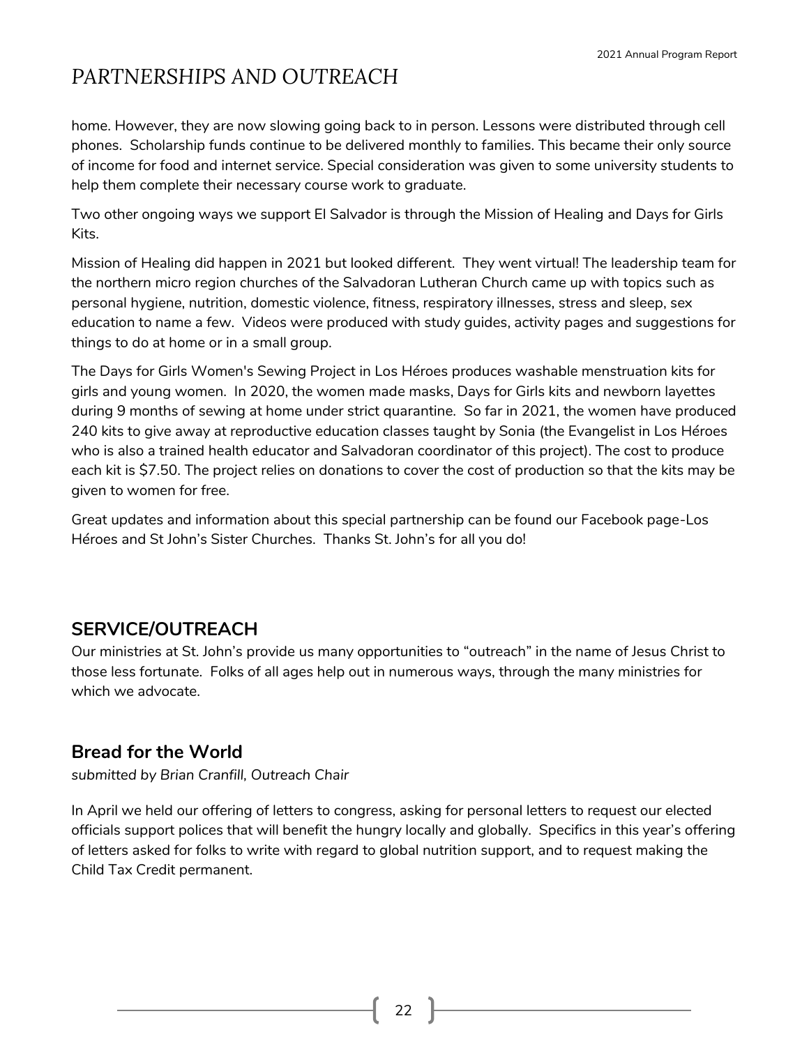# PARTNERSHIPS AND OUTREACH

home. However, they are now slowing going back to in person. Lessons were distributed through cell phones. Scholarship funds continue to be delivered monthly to families. This became their only source of income for food and internet service. Special consideration was given to some university students to help them complete their necessary course work to graduate.

Two other ongoing ways we support El Salvador is through the Mission of Healing and Days for Girls Kits.

Mission of Healing did happen in 2021 but looked different. They went virtual! The leadership team for the northern micro region churches of the Salvadoran Lutheran Church came up with topics such as personal hygiene, nutrition, domestic violence, fitness, respiratory illnesses, stress and sleep, sex education to name a few. Videos were produced with study guides, activity pages and suggestions for things to do at home or in a small group.

The Days for Girls Women's Sewing Project in Los Héroes produces washable menstruation kits for girls and young women. In 2020, the women made masks, Days for Girls kits and newborn layettes during 9 months of sewing at home under strict quarantine. So far in 2021, the women have produced 240 kits to give away at reproductive education classes taught by Sonia (the Evangelist in Los Héroes who is also a trained health educator and Salvadoran coordinator of this project). The cost to produce each kit is $7.50. The project relies on donations to cover the cost of production so that the kits may be given to women for free.

Great updates and information about this special partnership can be found our Facebook page-Los Héroes and St John's Sister Churches. Thanks St. John's for all you do!

## SERVICE/OUTREACH

Our ministries at St. John's provide us many opportunities to "outreach" in the name of Jesus Christ to those less fortunate. Folks of all ages help out in numerous ways, through the many ministries for which we advocate.

## Bread for the World

*submitted by Brian Cranfill, Outreach Chair*

In April we held our offering of letters to congress, asking for personal letters to request our elected officials support polices that will benefit the hungry locally and globally. Specifics in this year's offering of letters asked for folks to write with regard to global nutrition support, and to request making the Child Tax Credit permanent.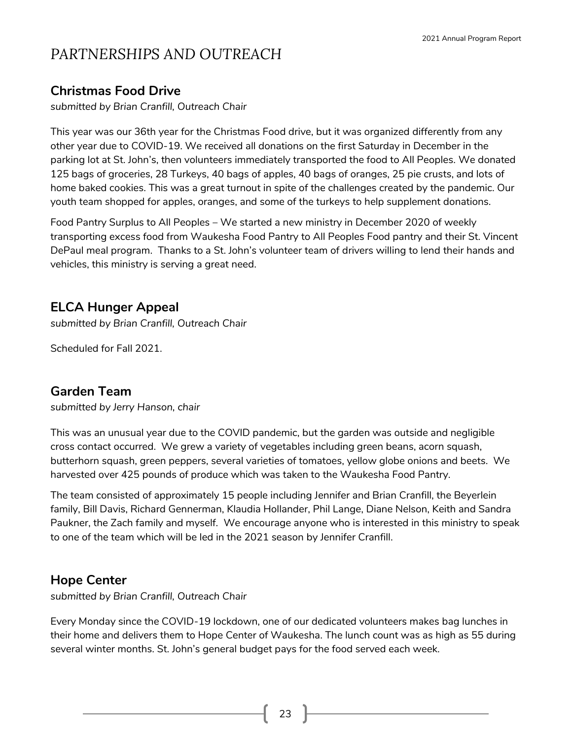# PARTNERSHIPS AND OUTREACH

## Christmas Food Drive

*submitted by Brian Cranfill, Outreach Chair*

This year was our 36th year for the Christmas Food drive, but it was organized differently from any other year due to COVID-19. We received all donations on the first Saturday in December in the parking lot at St. John's, then volunteers immediately transported the food to All Peoples. We donated 125 bags of groceries, 28 Turkeys, 40 bags of apples, 40 bags of oranges, 25 pie crusts, and lots of home baked cookies. This was a great turnout in spite of the challenges created by the pandemic. Our youth team shopped for apples, oranges, and some of the turkeys to help supplement donations.

Food Pantry Surplus to All Peoples – We started a new ministry in December 2020 of weekly transporting excess food from Waukesha Food Pantry to All Peoples Food pantry and their St. Vincent DePaul meal program. Thanks to a St. John's volunteer team of drivers willing to lend their hands and vehicles, this ministry is serving a great need.

## ELCA Hunger Appeal

*submitted by Brian Cranfill, Outreach Chair*

Scheduled for Fall 2021.

## Garden Team

*submitted by Jerry Hanson, chair*

This was an unusual year due to the COVID pandemic, but the garden was outside and negligible cross contact occurred. We grew a variety of vegetables including green beans, acorn squash, butterhorn squash, green peppers, several varieties of tomatoes, yellow globe onions and beets. We harvested over 425 pounds of produce which was taken to the Waukesha Food Pantry.

The team consisted of approximately 15 people including Jennifer and Brian Cranfill, the Beyerlein family, Bill Davis, Richard Gennerman, Klaudia Hollander, Phil Lange, Diane Nelson, Keith and Sandra Paukner, the Zach family and myself. We encourage anyone who is interested in this ministry to speak to one of the team which will be led in the 2021 season by Jennifer Cranfill.

## Hope Center

*submitted by Brian Cranfill, Outreach Chair*

Every Monday since the COVID-19 lockdown, one of our dedicated volunteers makes bag lunches in their home and delivers them to Hope Center of Waukesha. The lunch count was as high as 55 during several winter months. St. John's general budget pays for the food served each week.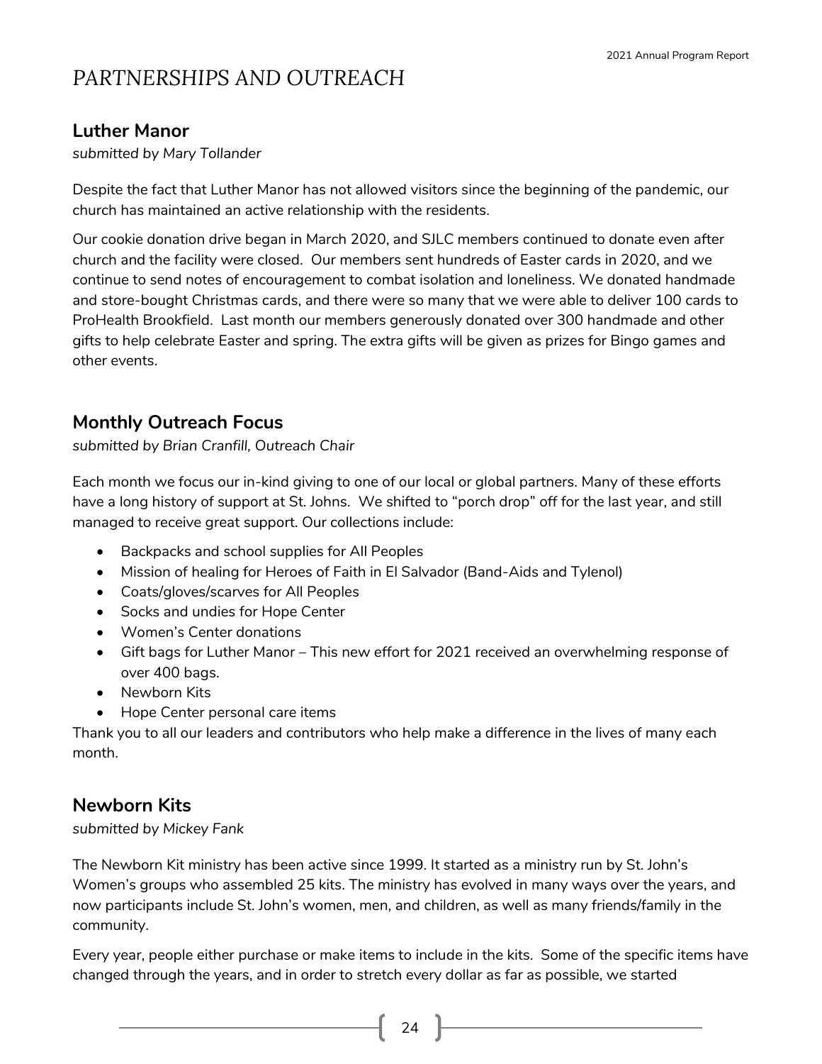# *PARTNERSHIPS AND OUTREACH*

## Luther Manor

*submitted by Mary Tollander*

Despite the fact that Luther Manor has not allowed visitors since the beginning of the pandemic, our church has maintained an active relationship with the residents.

Our cookie donation drive began in March 2020, and SJLC members continued to donate even after church and the facility were closed. Our members sent hundreds of Easter cards in 2020, and we continue to send notes of encouragement to combat isolation and loneliness. We donated handmade and store-bought Christmas cards, and there were so many that we were able to deliver 100 cards to ProHealth Brookfield. Last month our members generously donated over 300 handmade and other gifts to help celebrate Easter and spring. The extra gifts will be given as prizes for Bingo games and other events.

## Monthly Outreach Focus

*submitted by Brian Cranfill, Outreach Chair*

Each month we focus our in-kind giving to one of our local or global partners. Many of these efforts have a long history of support at St. Johns. We shifted to "porch drop" off for the last year, and still managed to receive great support. Our collections include:

- Backpacks and school supplies for All Peoples
- Mission of healing for Heroes of Faith in El Salvador (Band-Aids and Tylenol)
- Coats/gloves/scarves for All Peoples
- Socks and undies for Hope Center
- Women's Center donations
- Gift bags for Luther Manor – This new effort for 2021 received an overwhelming response of over 400 bags.
- Newborn Kits
- Hope Center personal care items

Thank you to all our leaders and contributors who help make a difference in the lives of many each month.

## Newborn Kits

*submitted by Mickey Fank*

The Newborn Kit ministry has been active since 1999. It started as a ministry run by St. John's Women's groups who assembled 25 kits. The ministry has evolved in many ways over the years, and now participants include St. John's women, men, and children, as well as many friends/family in the community.

Every year, people either purchase or make items to include in the kits. Some of the specific items have changed through the years, and in order to stretch every dollar as far as possible, we started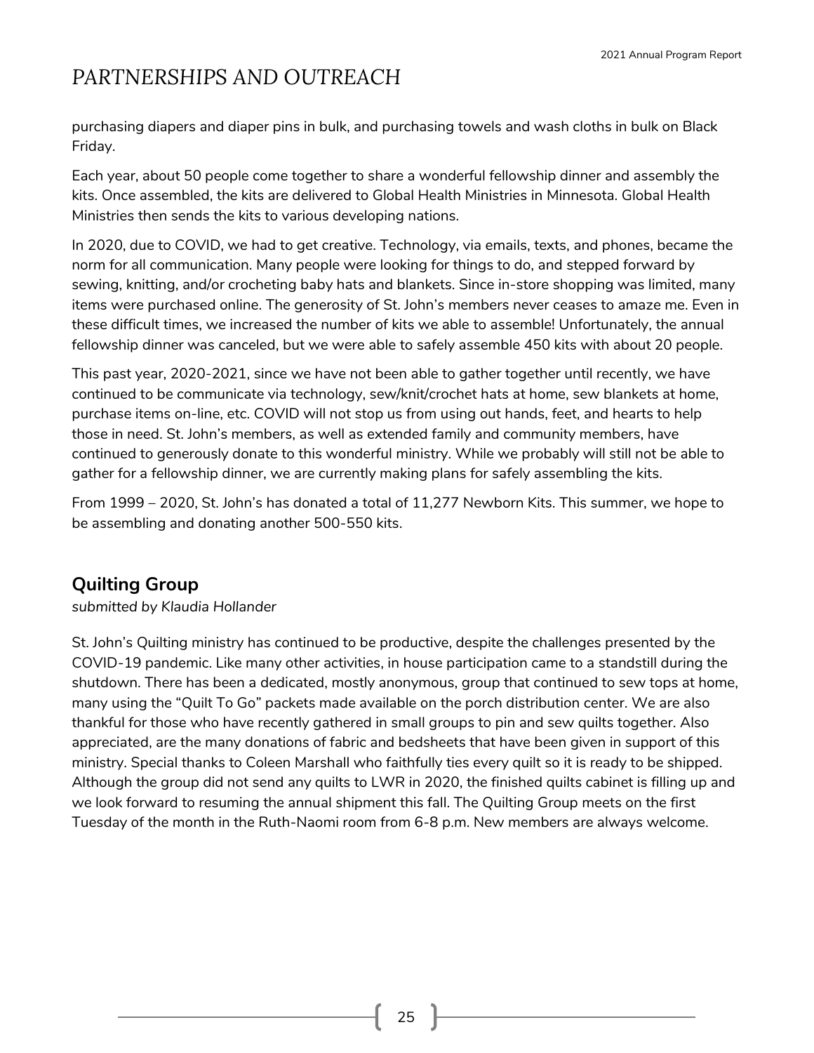# PARTNERSHIPS AND OUTREACH

purchasing diapers and diaper pins in bulk, and purchasing towels and wash cloths in bulk on Black Friday.

Each year, about 50 people come together to share a wonderful fellowship dinner and assembly the kits. Once assembled, the kits are delivered to Global Health Ministries in Minnesota. Global Health Ministries then sends the kits to various developing nations.

In 2020, due to COVID, we had to get creative. Technology, via emails, texts, and phones, became the norm for all communication. Many people were looking for things to do, and stepped forward by sewing, knitting, and/or crocheting baby hats and blankets. Since in-store shopping was limited, many items were purchased online. The generosity of St. John's members never ceases to amaze me. Even in these difficult times, we increased the number of kits we able to assemble! Unfortunately, the annual fellowship dinner was canceled, but we were able to safely assemble 450 kits with about 20 people.

This past year, 2020-2021, since we have not been able to gather together until recently, we have continued to be communicate via technology, sew/knit/crochet hats at home, sew blankets at home, purchase items on-line, etc. COVID will not stop us from using out hands, feet, and hearts to help those in need. St. John's members, as well as extended family and community members, have continued to generously donate to this wonderful ministry. While we probably will still not be able to gather for a fellowship dinner, we are currently making plans for safely assembling the kits.

From 1999 – 2020, St. John's has donated a total of 11,277 Newborn Kits. This summer, we hope to be assembling and donating another 500-550 kits.

## Quilting Group

*submitted by Klaudia Hollander*

St. John's Quilting ministry has continued to be productive, despite the challenges presented by the COVID-19 pandemic. Like many other activities, in house participation came to a standstill during the shutdown. There has been a dedicated, mostly anonymous, group that continued to sew tops at home, many using the "Quilt To Go" packets made available on the porch distribution center. We are also thankful for those who have recently gathered in small groups to pin and sew quilts together. Also appreciated, are the many donations of fabric and bedsheets that have been given in support of this ministry. Special thanks to Coleen Marshall who faithfully ties every quilt so it is ready to be shipped. Although the group did not send any quilts to LWR in 2020, the finished quilts cabinet is filling up and we look forward to resuming the annual shipment this fall. The Quilting Group meets on the first Tuesday of the month in the Ruth-Naomi room from 6-8 p.m. New members are always welcome.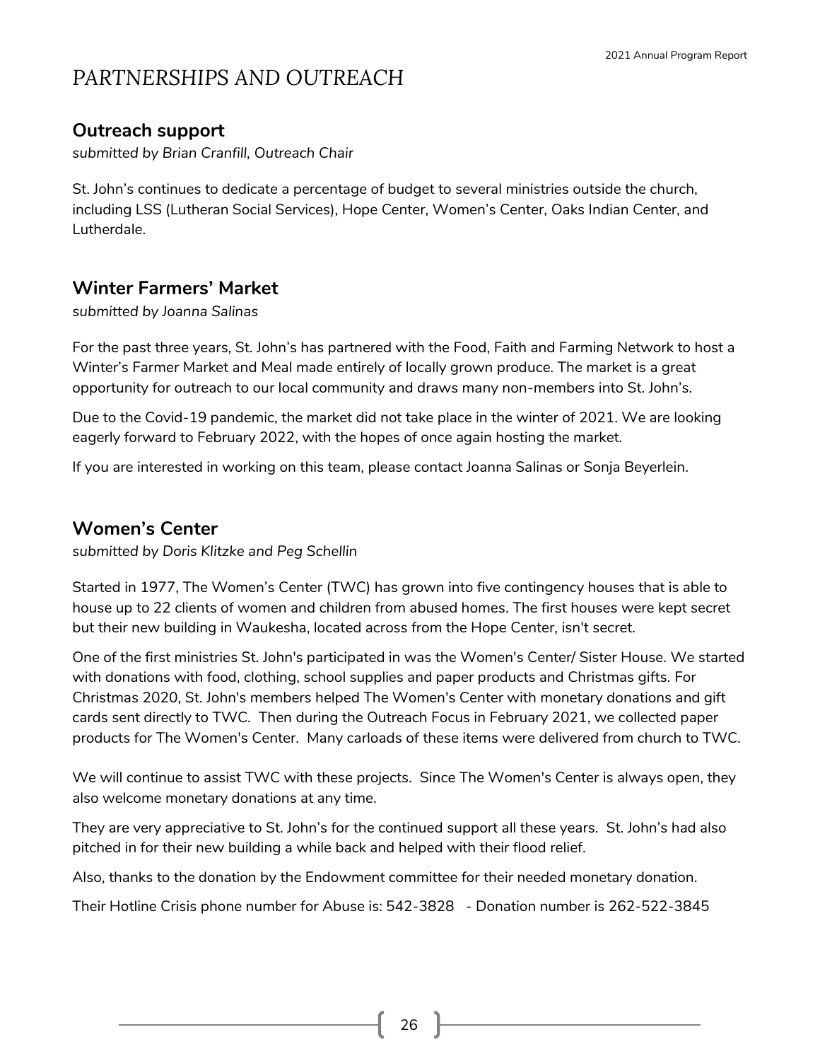# PARTNERSHIPS AND OUTREACH

## Outreach support

*submitted by Brian Cranfill, Outreach Chair*

St. John's continues to dedicate a percentage of budget to several ministries outside the church, including LSS (Lutheran Social Services), Hope Center, Women's Center, Oaks Indian Center, and Lutherdale.

## Winter Farmers' Market

*submitted by Joanna Salinas*

For the past three years, St. John's has partnered with the Food, Faith and Farming Network to host a Winter's Farmer Market and Meal made entirely of locally grown produce. The market is a great opportunity for outreach to our local community and draws many non-members into St. John's.

Due to the Covid-19 pandemic, the market did not take place in the winter of 2021. We are looking eagerly forward to February 2022, with the hopes of once again hosting the market.

If you are interested in working on this team, please contact Joanna Salinas or Sonja Beyerlein.

## Women's Center

*submitted by Doris Klitzke and Peg Schellin*

Started in 1977, The Women's Center (TWC) has grown into five contingency houses that is able to house up to 22 clients of women and children from abused homes. The first houses were kept secret but their new building in Waukesha, located across from the Hope Center, isn't secret.

One of the first ministries St. John's participated in was the Women's Center/ Sister House. We started with donations with food, clothing, school supplies and paper products and Christmas gifts. For Christmas 2020, St. John's members helped The Women's Center with monetary donations and gift cards sent directly to TWC. Then during the Outreach Focus in February 2021, we collected paper products for The Women's Center. Many carloads of these items were delivered from church to TWC.

We will continue to assist TWC with these projects. Since The Women's Center is always open, they also welcome monetary donations at any time.

They are very appreciative to St. John's for the continued support all these years. St. John's had also pitched in for their new building a while back and helped with their flood relief.

Also, thanks to the donation by the Endowment committee for their needed monetary donation.

Their Hotline Crisis phone number for Abuse is: 542-3828 - Donation number is 262-522-3845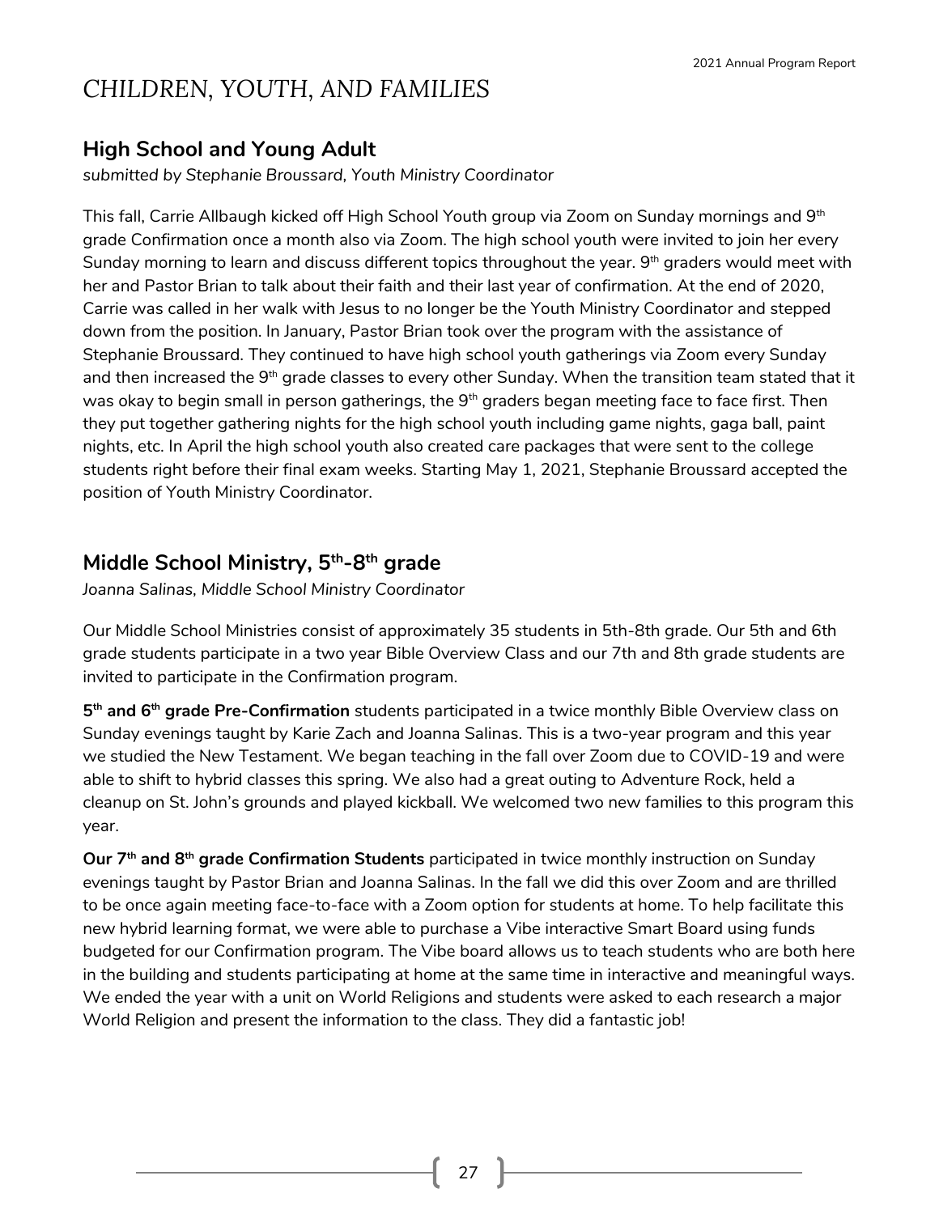# *CHILDREN, YOUTH, AND FAMILIES*

## High School and Young Adult

*submitted by Stephanie Broussard, Youth Ministry Coordinator*

This fall, Carrie Allbaugh kicked off High School Youth group via Zoom on Sunday mornings and 9th grade Confirmation once a month also via Zoom. The high school youth were invited to join her every Sunday morning to learn and discuss different topics throughout the year. 9th graders would meet with her and Pastor Brian to talk about their faith and their last year of confirmation. At the end of 2020, Carrie was called in her walk with Jesus to no longer be the Youth Ministry Coordinator and stepped down from the position. In January, Pastor Brian took over the program with the assistance of Stephanie Broussard. They continued to have high school youth gatherings via Zoom every Sunday and then increased the 9th grade classes to every other Sunday. When the transition team stated that it was okay to begin small in person gatherings, the 9th graders began meeting face to face first. Then they put together gathering nights for the high school youth including game nights, gaga ball, paint nights, etc. In April the high school youth also created care packages that were sent to the college students right before their final exam weeks. Starting May 1, 2021, Stephanie Broussard accepted the position of Youth Ministry Coordinator.

## Middle School Ministry, 5th-8th grade

*Joanna Salinas, Middle School Ministry Coordinator*

Our Middle School Ministries consist of approximately 35 students in 5th-8th grade. Our 5th and 6th grade students participate in a two year Bible Overview Class and our 7th and 8th grade students are invited to participate in the Confirmation program.

**5th and 6th grade Pre-Confirmation** students participated in a twice monthly Bible Overview class on Sunday evenings taught by Karie Zach and Joanna Salinas. This is a two-year program and this year we studied the New Testament. We began teaching in the fall over Zoom due to COVID-19 and were able to shift to hybrid classes this spring. We also had a great outing to Adventure Rock, held a cleanup on St. John's grounds and played kickball. We welcomed two new families to this program this year.

**Our 7th and 8th grade Confirmation Students** participated in twice monthly instruction on Sunday evenings taught by Pastor Brian and Joanna Salinas. In the fall we did this over Zoom and are thrilled to be once again meeting face-to-face with a Zoom option for students at home. To help facilitate this new hybrid learning format, we were able to purchase a Vibe interactive Smart Board using funds budgeted for our Confirmation program. The Vibe board allows us to teach students who are both here in the building and students participating at home at the same time in interactive and meaningful ways. We ended the year with a unit on World Religions and students were asked to each research a major World Religion and present the information to the class. They did a fantastic job!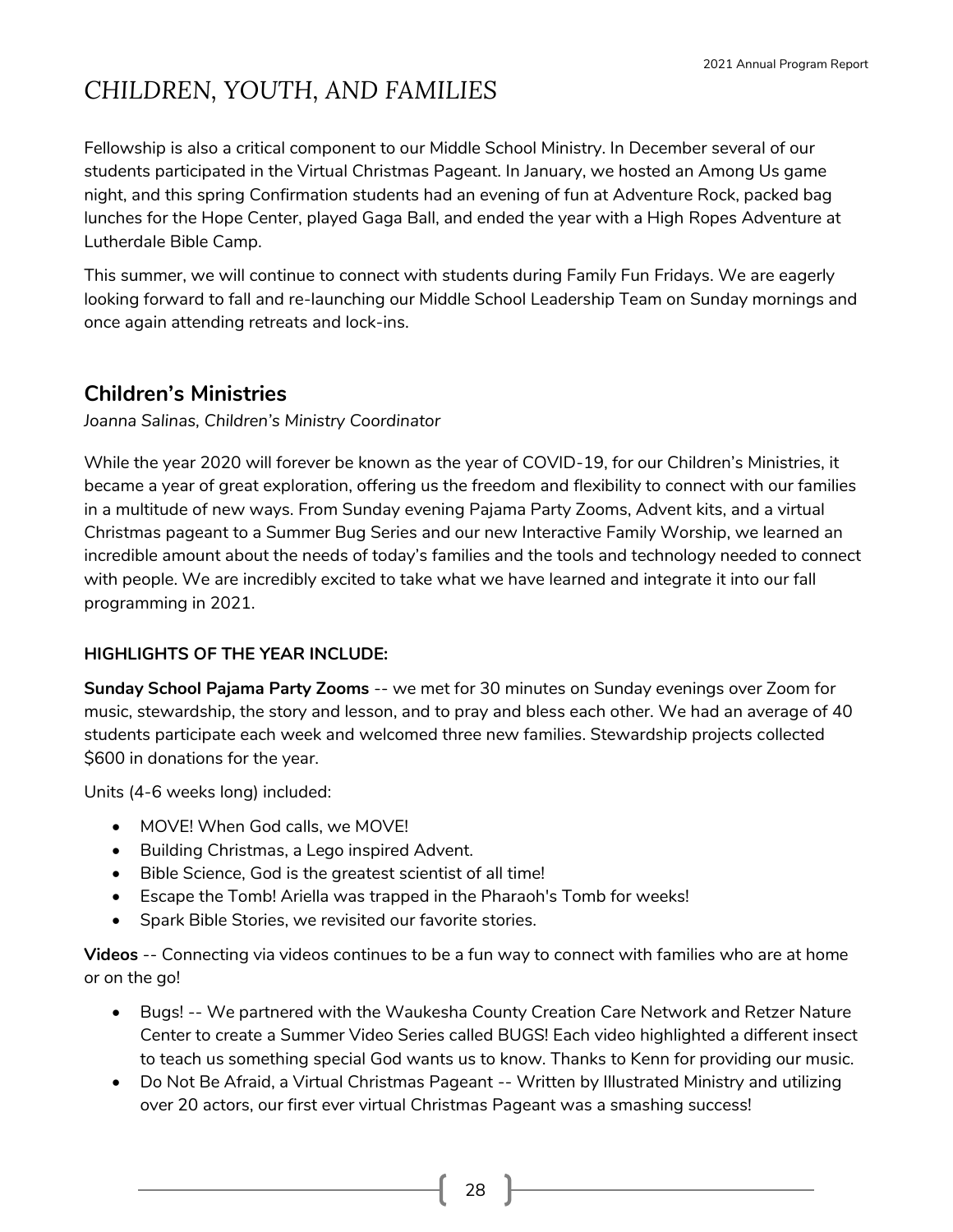# CHILDREN, YOUTH, AND FAMILIES

Fellowship is also a critical component to our Middle School Ministry. In December several of our students participated in the Virtual Christmas Pageant. In January, we hosted an Among Us game night, and this spring Confirmation students had an evening of fun at Adventure Rock, packed bag lunches for the Hope Center, played Gaga Ball, and ended the year with a High Ropes Adventure at Lutherdale Bible Camp.

This summer, we will continue to connect with students during Family Fun Fridays. We are eagerly looking forward to fall and re-launching our Middle School Leadership Team on Sunday mornings and once again attending retreats and lock-ins.

## Children's Ministries

*Joanna Salinas, Children's Ministry Coordinator*

While the year 2020 will forever be known as the year of COVID-19, for our Children's Ministries, it became a year of great exploration, offering us the freedom and flexibility to connect with our families in a multitude of new ways. From Sunday evening Pajama Party Zooms, Advent kits, and a virtual Christmas pageant to a Summer Bug Series and our new Interactive Family Worship, we learned an incredible amount about the needs of today's families and the tools and technology needed to connect with people. We are incredibly excited to take what we have learned and integrate it into our fall programming in 2021.

**HIGHLIGHTS OF THE YEAR INCLUDE:**

**Sunday School Pajama Party Zooms** -- we met for 30 minutes on Sunday evenings over Zoom for music, stewardship, the story and lesson, and to pray and bless each other. We had an average of 40 students participate each week and welcomed three new families. Stewardship projects collected $600 in donations for the year.

Units (4-6 weeks long) included:

- MOVE! When God calls, we MOVE!
- Building Christmas, a Lego inspired Advent.
- Bible Science, God is the greatest scientist of all time!
- Escape the Tomb! Ariella was trapped in the Pharaoh's Tomb for weeks!
- Spark Bible Stories, we revisited our favorite stories.

**Videos** -- Connecting via videos continues to be a fun way to connect with families who are at home or on the go!

- Bugs! -- We partnered with the Waukesha County Creation Care Network and Retzer Nature Center to create a Summer Video Series called BUGS! Each video highlighted a different insect to teach us something special God wants us to know. Thanks to Kenn for providing our music.
- Do Not Be Afraid, a Virtual Christmas Pageant -- Written by Illustrated Ministry and utilizing over 20 actors, our first ever virtual Christmas Pageant was a smashing success!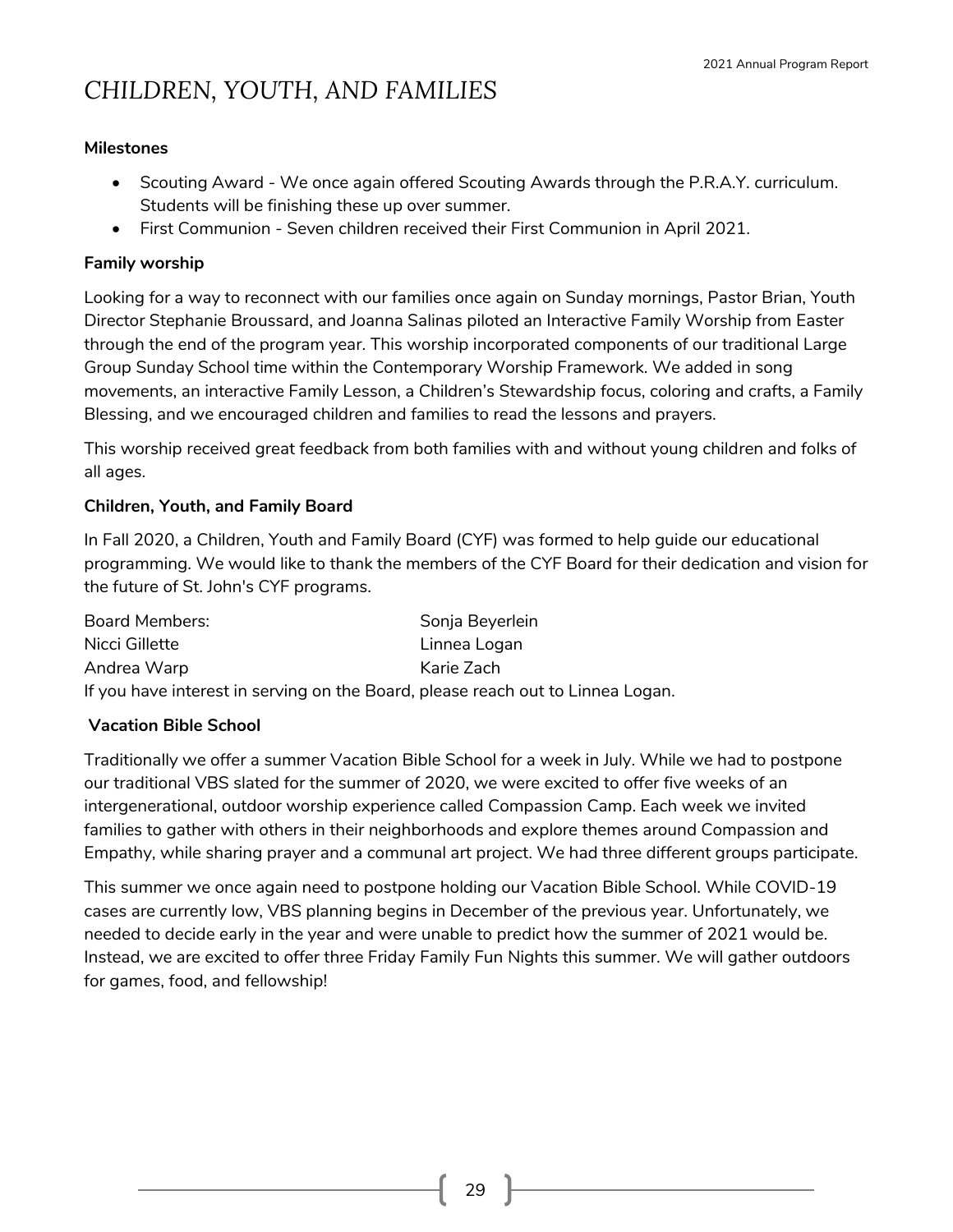# *CHILDREN, YOUTH, AND FAMILIES*

**Milestones**

- Scouting Award - We once again offered Scouting Awards through the P.R.A.Y. curriculum. Students will be finishing these up over summer.
- First Communion - Seven children received their First Communion in April 2021.

**Family worship**

Looking for a way to reconnect with our families once again on Sunday mornings, Pastor Brian, Youth Director Stephanie Broussard, and Joanna Salinas piloted an Interactive Family Worship from Easter through the end of the program year. This worship incorporated components of our traditional Large Group Sunday School time within the Contemporary Worship Framework. We added in song movements, an interactive Family Lesson, a Children's Stewardship focus, coloring and crafts, a Family Blessing, and we encouraged children and families to read the lessons and prayers.

This worship received great feedback from both families with and without young children and folks of all ages.

**Children, Youth, and Family Board**

In Fall 2020, a Children, Youth and Family Board (CYF) was formed to help guide our educational programming. We would like to thank the members of the CYF Board for their dedication and vision for the future of St. John's CYF programs.

| Board Members: | Sonja Beyerlein |
|---|---|
| Nicci Gillette | Linnea Logan |
| Andrea Warp | Karie Zach |

If you have interest in serving on the Board, please reach out to Linnea Logan.

**Vacation Bible School**

Traditionally we offer a summer Vacation Bible School for a week in July. While we had to postpone our traditional VBS slated for the summer of 2020, we were excited to offer five weeks of an intergenerational, outdoor worship experience called Compassion Camp. Each week we invited families to gather with others in their neighborhoods and explore themes around Compassion and Empathy, while sharing prayer and a communal art project. We had three different groups participate.

This summer we once again need to postpone holding our Vacation Bible School. While COVID-19 cases are currently low, VBS planning begins in December of the previous year. Unfortunately, we needed to decide early in the year and were unable to predict how the summer of 2021 would be. Instead, we are excited to offer three Friday Family Fun Nights this summer. We will gather outdoors for games, food, and fellowship!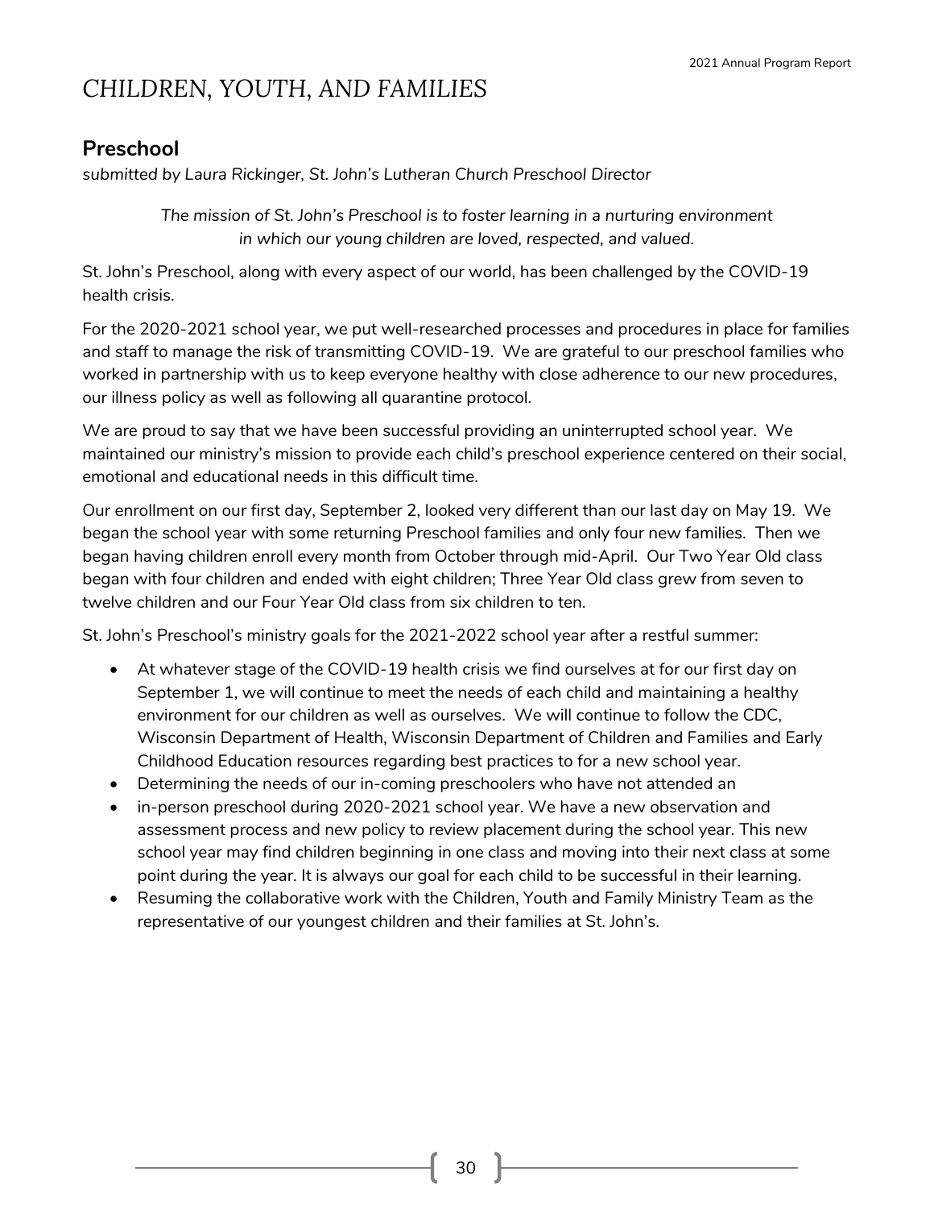# CHILDREN, YOUTH, AND FAMILIES

## Preschool

*submitted by Laura Rickinger, St. John's Lutheran Church Preschool Director*

*The mission of St. John's Preschool is to foster learning in a nurturing environment in which our young children are loved, respected, and valued.*

St. John's Preschool, along with every aspect of our world, has been challenged by the COVID-19 health crisis.

For the 2020-2021 school year, we put well-researched processes and procedures in place for families and staff to manage the risk of transmitting COVID-19. We are grateful to our preschool families who worked in partnership with us to keep everyone healthy with close adherence to our new procedures, our illness policy as well as following all quarantine protocol.

We are proud to say that we have been successful providing an uninterrupted school year. We maintained our ministry's mission to provide each child's preschool experience centered on their social, emotional and educational needs in this difficult time.

Our enrollment on our first day, September 2, looked very different than our last day on May 19. We began the school year with some returning Preschool families and only four new families. Then we began having children enroll every month from October through mid-April. Our Two Year Old class began with four children and ended with eight children; Three Year Old class grew from seven to twelve children and our Four Year Old class from six children to ten.

St. John's Preschool's ministry goals for the 2021-2022 school year after a restful summer:

- At whatever stage of the COVID-19 health crisis we find ourselves at for our first day on September 1, we will continue to meet the needs of each child and maintaining a healthy environment for our children as well as ourselves. We will continue to follow the CDC, Wisconsin Department of Health, Wisconsin Department of Children and Families and Early Childhood Education resources regarding best practices to for a new school year.
- Determining the needs of our in-coming preschoolers who have not attended an
- in-person preschool during 2020-2021 school year. We have a new observation and assessment process and new policy to review placement during the school year. This new school year may find children beginning in one class and moving into their next class at some point during the year. It is always our goal for each child to be successful in their learning.
- Resuming the collaborative work with the Children, Youth and Family Ministry Team as the representative of our youngest children and their families at St. John's.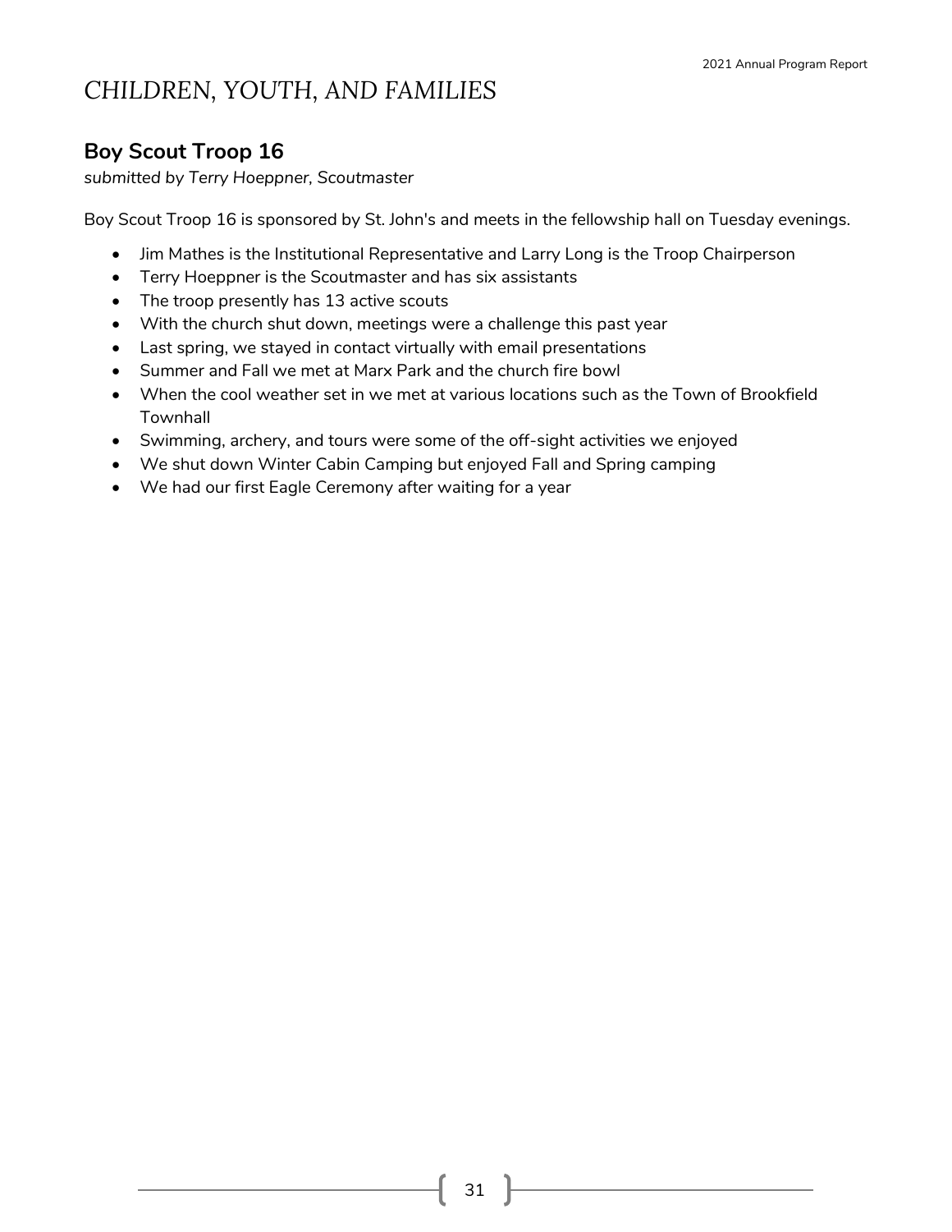# CHILDREN, YOUTH, AND FAMILIES

## Boy Scout Troop 16

*submitted by Terry Hoeppner, Scoutmaster*

Boy Scout Troop 16 is sponsored by St. John's and meets in the fellowship hall on Tuesday evenings.

- Jim Mathes is the Institutional Representative and Larry Long is the Troop Chairperson
- Terry Hoeppner is the Scoutmaster and has six assistants
- The troop presently has 13 active scouts
- With the church shut down, meetings were a challenge this past year
- Last spring, we stayed in contact virtually with email presentations
- Summer and Fall we met at Marx Park and the church fire bowl
- When the cool weather set in we met at various locations such as the Town of Brookfield Townhall
- Swimming, archery, and tours were some of the off-sight activities we enjoyed
- We shut down Winter Cabin Camping but enjoyed Fall and Spring camping
- We had our first Eagle Ceremony after waiting for a year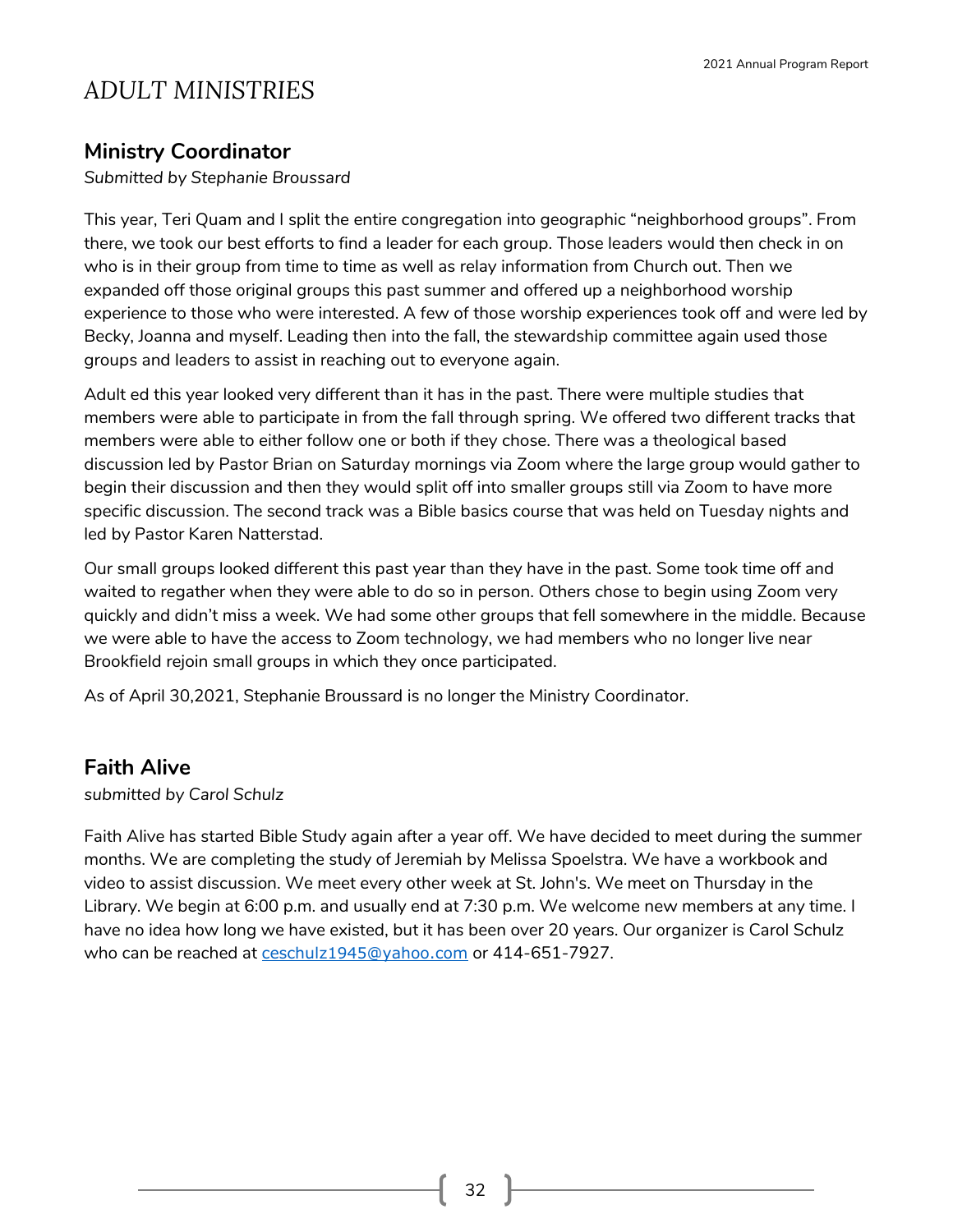# ADULT MINISTRIES

## Ministry Coordinator

*Submitted by Stephanie Broussard*

This year, Teri Quam and I split the entire congregation into geographic "neighborhood groups". From there, we took our best efforts to find a leader for each group. Those leaders would then check in on who is in their group from time to time as well as relay information from Church out. Then we expanded off those original groups this past summer and offered up a neighborhood worship experience to those who were interested. A few of those worship experiences took off and were led by Becky, Joanna and myself. Leading then into the fall, the stewardship committee again used those groups and leaders to assist in reaching out to everyone again.

Adult ed this year looked very different than it has in the past. There were multiple studies that members were able to participate in from the fall through spring. We offered two different tracks that members were able to either follow one or both if they chose. There was a theological based discussion led by Pastor Brian on Saturday mornings via Zoom where the large group would gather to begin their discussion and then they would split off into smaller groups still via Zoom to have more specific discussion. The second track was a Bible basics course that was held on Tuesday nights and led by Pastor Karen Natterstad.

Our small groups looked different this past year than they have in the past. Some took time off and waited to regather when they were able to do so in person. Others chose to begin using Zoom very quickly and didn't miss a week. We had some other groups that fell somewhere in the middle. Because we were able to have the access to Zoom technology, we had members who no longer live near Brookfield rejoin small groups in which they once participated.

As of April 30,2021, Stephanie Broussard is no longer the Ministry Coordinator.

## Faith Alive

*submitted by Carol Schulz*

Faith Alive has started Bible Study again after a year off. We have decided to meet during the summer months. We are completing the study of Jeremiah by Melissa Spoelstra. We have a workbook and video to assist discussion. We meet every other week at St. John's. We meet on Thursday in the Library. We begin at 6:00 p.m. and usually end at 7:30 p.m. We welcome new members at any time. I have no idea how long we have existed, but it has been over 20 years. Our organizer is Carol Schulz who can be reached at ceschulz1945@yahoo.com or 414-651-7927.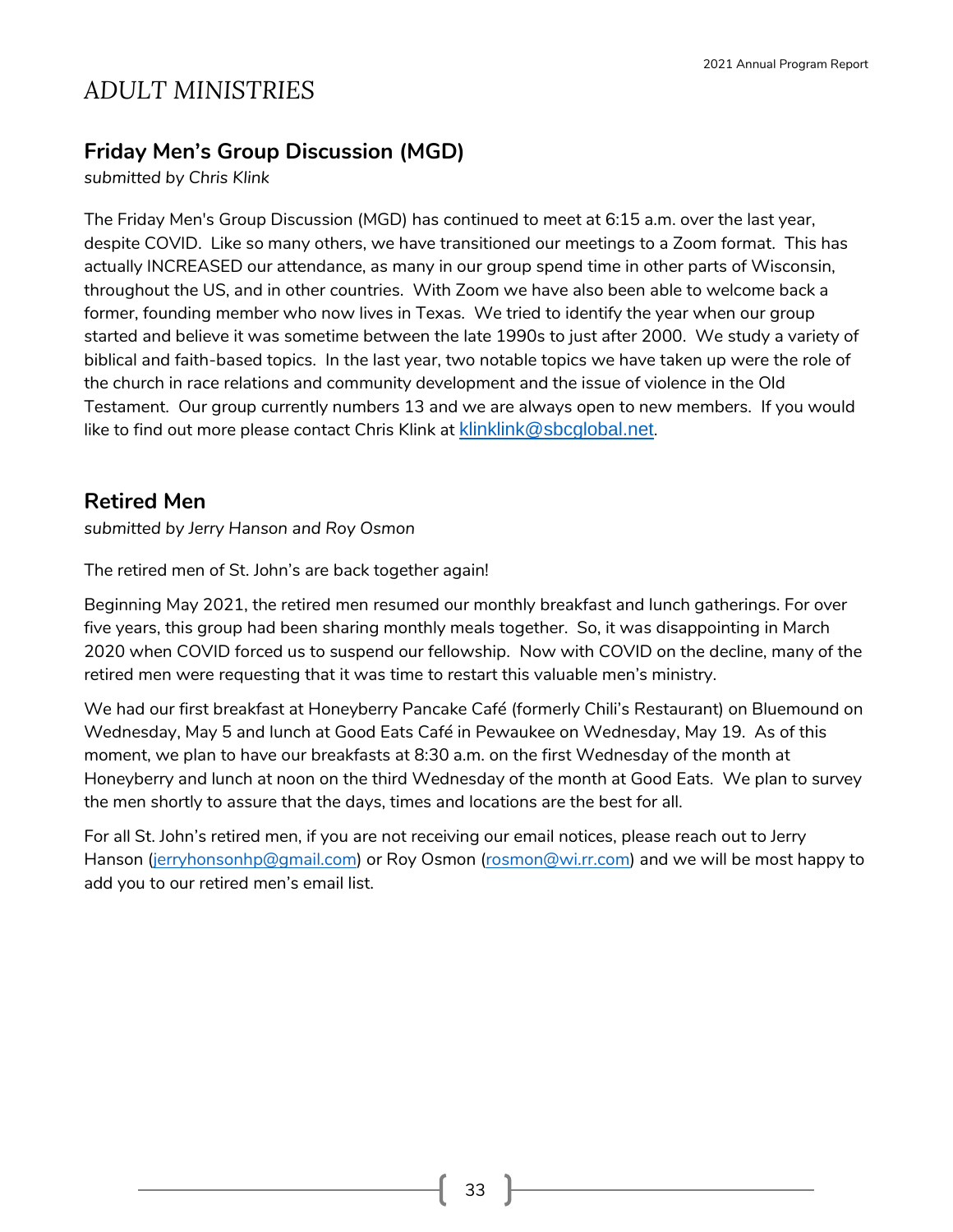# ADULT MINISTRIES

## Friday Men's Group Discussion (MGD)

*submitted by Chris Klink*

The Friday Men's Group Discussion (MGD) has continued to meet at 6:15 a.m. over the last year, despite COVID. Like so many others, we have transitioned our meetings to a Zoom format. This has actually INCREASED our attendance, as many in our group spend time in other parts of Wisconsin, throughout the US, and in other countries. With Zoom we have also been able to welcome back a former, founding member who now lives in Texas. We tried to identify the year when our group started and believe it was sometime between the late 1990s to just after 2000. We study a variety of biblical and faith-based topics. In the last year, two notable topics we have taken up were the role of the church in race relations and community development and the issue of violence in the Old Testament. Our group currently numbers 13 and we are always open to new members. If you would like to find out more please contact Chris Klink at klinklink@sbcglobal.net.

## Retired Men

*submitted by Jerry Hanson and Roy Osmon*

The retired men of St. John's are back together again!

Beginning May 2021, the retired men resumed our monthly breakfast and lunch gatherings. For over five years, this group had been sharing monthly meals together. So, it was disappointing in March 2020 when COVID forced us to suspend our fellowship. Now with COVID on the decline, many of the retired men were requesting that it was time to restart this valuable men's ministry.

We had our first breakfast at Honeyberry Pancake Café (formerly Chili's Restaurant) on Bluemound on Wednesday, May 5 and lunch at Good Eats Café in Pewaukee on Wednesday, May 19. As of this moment, we plan to have our breakfasts at 8:30 a.m. on the first Wednesday of the month at Honeyberry and lunch at noon on the third Wednesday of the month at Good Eats. We plan to survey the men shortly to assure that the days, times and locations are the best for all.

For all St. John's retired men, if you are not receiving our email notices, please reach out to Jerry Hanson (jerryhonsonhp@gmail.com) or Roy Osmon (rosmon@wi.rr.com) and we will be most happy to add you to our retired men's email list.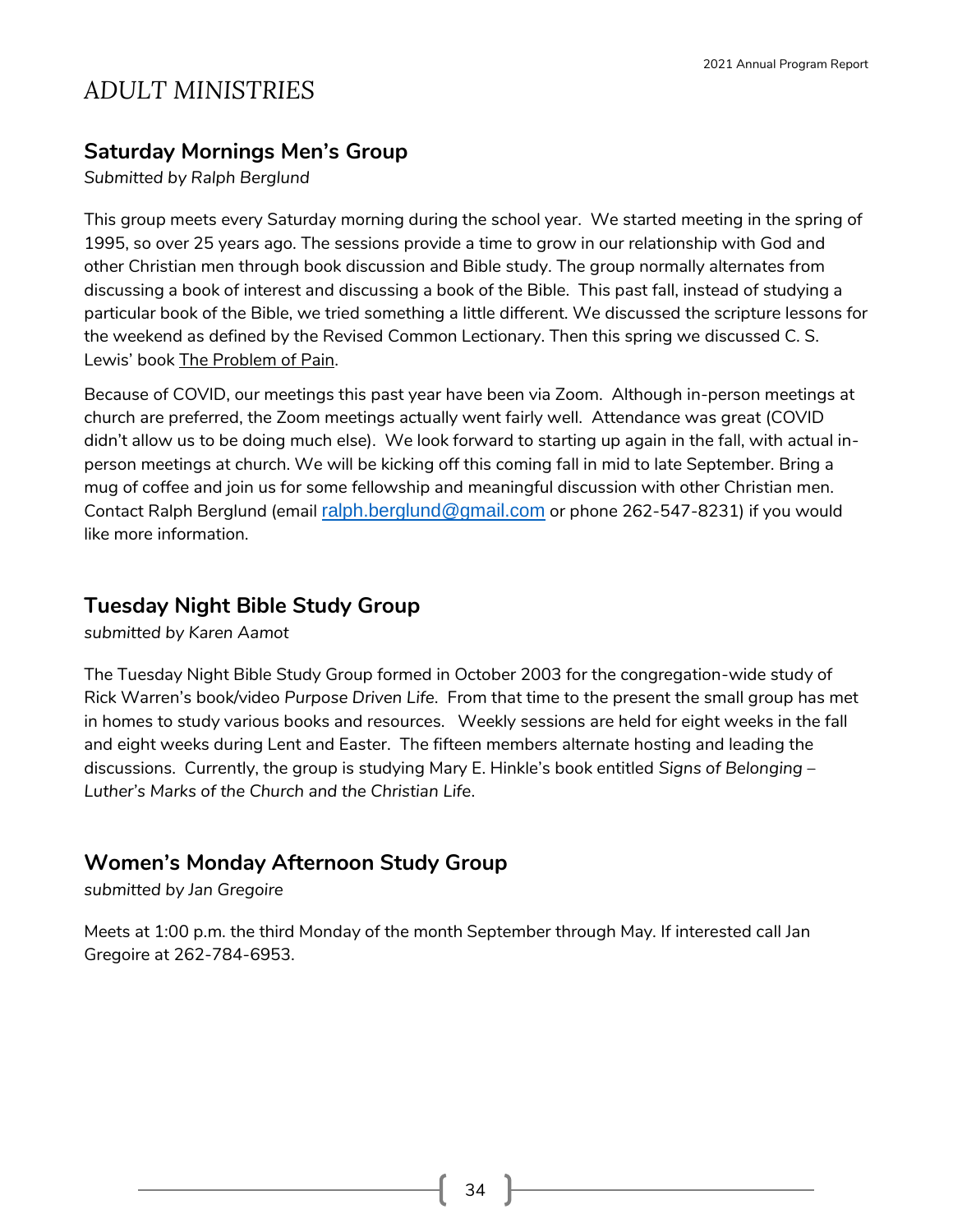# ADULT MINISTRIES

## Saturday Mornings Men's Group

*Submitted by Ralph Berglund*

This group meets every Saturday morning during the school year. We started meeting in the spring of 1995, so over 25 years ago. The sessions provide a time to grow in our relationship with God and other Christian men through book discussion and Bible study. The group normally alternates from discussing a book of interest and discussing a book of the Bible. This past fall, instead of studying a particular book of the Bible, we tried something a little different. We discussed the scripture lessons for the weekend as defined by the Revised Common Lectionary. Then this spring we discussed C. S. Lewis' book <u>The Problem of Pain</u>.

Because of COVID, our meetings this past year have been via Zoom. Although in-person meetings at church are preferred, the Zoom meetings actually went fairly well. Attendance was great (COVID didn't allow us to be doing much else). We look forward to starting up again in the fall, with actual in-person meetings at church. We will be kicking off this coming fall in mid to late September. Bring a mug of coffee and join us for some fellowship and meaningful discussion with other Christian men. Contact Ralph Berglund (email ralph.berglund@gmail.com or phone 262-547-8231) if you would like more information.

## Tuesday Night Bible Study Group

*submitted by Karen Aamot*

The Tuesday Night Bible Study Group formed in October 2003 for the congregation-wide study of Rick Warren's book/video *Purpose Driven Life.* From that time to the present the small group has met in homes to study various books and resources. Weekly sessions are held for eight weeks in the fall and eight weeks during Lent and Easter. The fifteen members alternate hosting and leading the discussions. Currently, the group is studying Mary E. Hinkle's book entitled *Signs of Belonging – Luther's Marks of the Church and the Christian Life*.

## Women's Monday Afternoon Study Group

*submitted by Jan Gregoire*

Meets at 1:00 p.m. the third Monday of the month September through May. If interested call Jan Gregoire at 262-784-6953.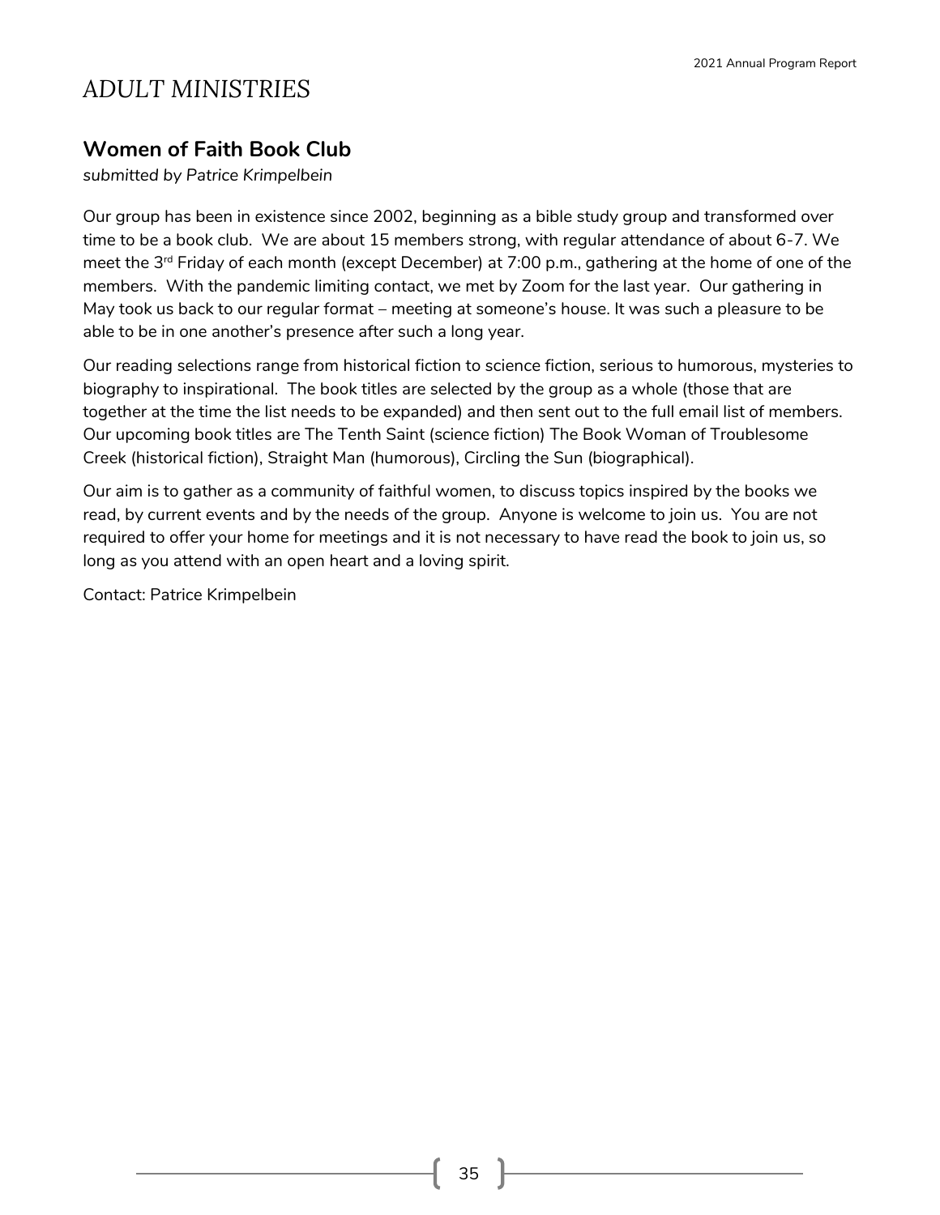# ADULT MINISTRIES

## Women of Faith Book Club

*submitted by Patrice Krimpelbein*

Our group has been in existence since 2002, beginning as a bible study group and transformed over time to be a book club. We are about 15 members strong, with regular attendance of about 6-7. We meet the 3rd Friday of each month (except December) at 7:00 p.m., gathering at the home of one of the members. With the pandemic limiting contact, we met by Zoom for the last year. Our gathering in May took us back to our regular format – meeting at someone's house. It was such a pleasure to be able to be in one another's presence after such a long year.

Our reading selections range from historical fiction to science fiction, serious to humorous, mysteries to biography to inspirational. The book titles are selected by the group as a whole (those that are together at the time the list needs to be expanded) and then sent out to the full email list of members. Our upcoming book titles are The Tenth Saint (science fiction) The Book Woman of Troublesome Creek (historical fiction), Straight Man (humorous), Circling the Sun (biographical).

Our aim is to gather as a community of faithful women, to discuss topics inspired by the books we read, by current events and by the needs of the group. Anyone is welcome to join us. You are not required to offer your home for meetings and it is not necessary to have read the book to join us, so long as you attend with an open heart and a loving spirit.

Contact: Patrice Krimpelbein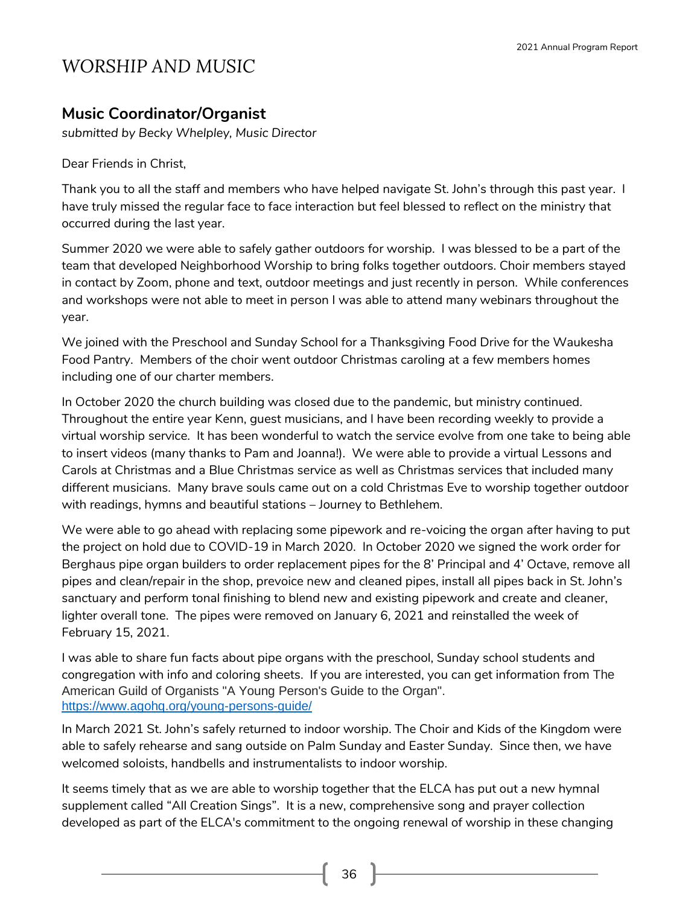# WORSHIP AND MUSIC

## Music Coordinator/Organist

*submitted by Becky Whelpley, Music Director*

Dear Friends in Christ,

Thank you to all the staff and members who have helped navigate St. John's through this past year. I have truly missed the regular face to face interaction but feel blessed to reflect on the ministry that occurred during the last year.

Summer 2020 we were able to safely gather outdoors for worship. I was blessed to be a part of the team that developed Neighborhood Worship to bring folks together outdoors. Choir members stayed in contact by Zoom, phone and text, outdoor meetings and just recently in person. While conferences and workshops were not able to meet in person I was able to attend many webinars throughout the year.

We joined with the Preschool and Sunday School for a Thanksgiving Food Drive for the Waukesha Food Pantry. Members of the choir went outdoor Christmas caroling at a few members homes including one of our charter members.

In October 2020 the church building was closed due to the pandemic, but ministry continued. Throughout the entire year Kenn, guest musicians, and I have been recording weekly to provide a virtual worship service. It has been wonderful to watch the service evolve from one take to being able to insert videos (many thanks to Pam and Joanna!). We were able to provide a virtual Lessons and Carols at Christmas and a Blue Christmas service as well as Christmas services that included many different musicians. Many brave souls came out on a cold Christmas Eve to worship together outdoor with readings, hymns and beautiful stations – Journey to Bethlehem.

We were able to go ahead with replacing some pipework and re-voicing the organ after having to put the project on hold due to COVID-19 in March 2020. In October 2020 we signed the work order for Berghaus pipe organ builders to order replacement pipes for the 8' Principal and 4' Octave, remove all pipes and clean/repair in the shop, prevoice new and cleaned pipes, install all pipes back in St. John's sanctuary and perform tonal finishing to blend new and existing pipework and create and cleaner, lighter overall tone. The pipes were removed on January 6, 2021 and reinstalled the week of February 15, 2021.

I was able to share fun facts about pipe organs with the preschool, Sunday school students and congregation with info and coloring sheets. If you are interested, you can get information from The American Guild of Organists "A Young Person's Guide to the Organ". https://www.agohq.org/young-persons-guide/

In March 2021 St. John's safely returned to indoor worship. The Choir and Kids of the Kingdom were able to safely rehearse and sang outside on Palm Sunday and Easter Sunday. Since then, we have welcomed soloists, handbells and instrumentalists to indoor worship.

It seems timely that as we are able to worship together that the ELCA has put out a new hymnal supplement called "All Creation Sings". It is a new, comprehensive song and prayer collection developed as part of the ELCA's commitment to the ongoing renewal of worship in these changing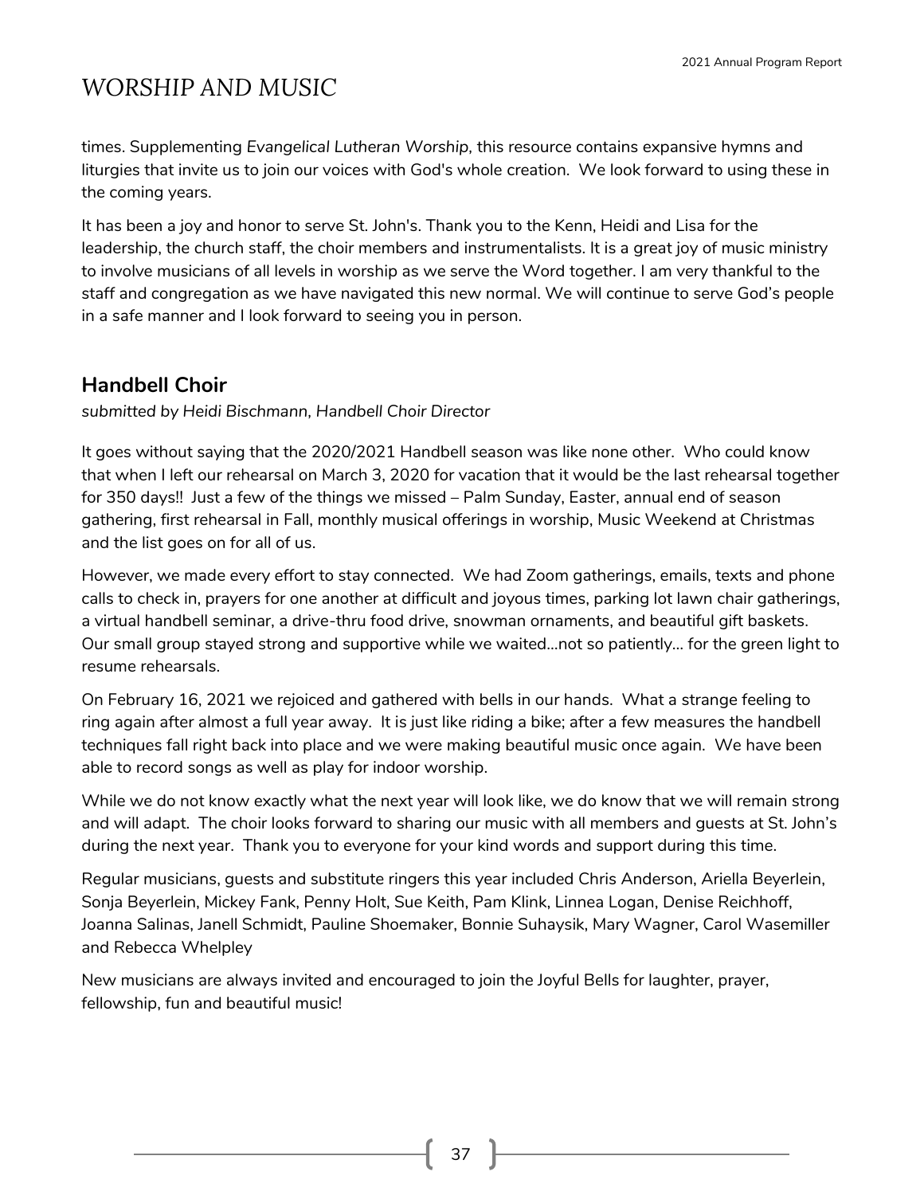# WORSHIP AND MUSIC

times. Supplementing *Evangelical Lutheran Worship,* this resource contains expansive hymns and liturgies that invite us to join our voices with God's whole creation. We look forward to using these in the coming years.

It has been a joy and honor to serve St. John's. Thank you to the Kenn, Heidi and Lisa for the leadership, the church staff, the choir members and instrumentalists. It is a great joy of music ministry to involve musicians of all levels in worship as we serve the Word together. I am very thankful to the staff and congregation as we have navigated this new normal. We will continue to serve God's people in a safe manner and I look forward to seeing you in person.

## Handbell Choir

*submitted by Heidi Bischmann, Handbell Choir Director*

It goes without saying that the 2020/2021 Handbell season was like none other. Who could know that when I left our rehearsal on March 3, 2020 for vacation that it would be the last rehearsal together for 350 days!! Just a few of the things we missed – Palm Sunday, Easter, annual end of season gathering, first rehearsal in Fall, monthly musical offerings in worship, Music Weekend at Christmas and the list goes on for all of us.

However, we made every effort to stay connected. We had Zoom gatherings, emails, texts and phone calls to check in, prayers for one another at difficult and joyous times, parking lot lawn chair gatherings, a virtual handbell seminar, a drive-thru food drive, snowman ornaments, and beautiful gift baskets. Our small group stayed strong and supportive while we waited…not so patiently… for the green light to resume rehearsals.

On February 16, 2021 we rejoiced and gathered with bells in our hands. What a strange feeling to ring again after almost a full year away. It is just like riding a bike; after a few measures the handbell techniques fall right back into place and we were making beautiful music once again. We have been able to record songs as well as play for indoor worship.

While we do not know exactly what the next year will look like, we do know that we will remain strong and will adapt. The choir looks forward to sharing our music with all members and guests at St. John's during the next year. Thank you to everyone for your kind words and support during this time.

Regular musicians, guests and substitute ringers this year included Chris Anderson, Ariella Beyerlein, Sonja Beyerlein, Mickey Fank, Penny Holt, Sue Keith, Pam Klink, Linnea Logan, Denise Reichhoff, Joanna Salinas, Janell Schmidt, Pauline Shoemaker, Bonnie Suhaysik, Mary Wagner, Carol Wasemiller and Rebecca Whelpley

New musicians are always invited and encouraged to join the Joyful Bells for laughter, prayer, fellowship, fun and beautiful music!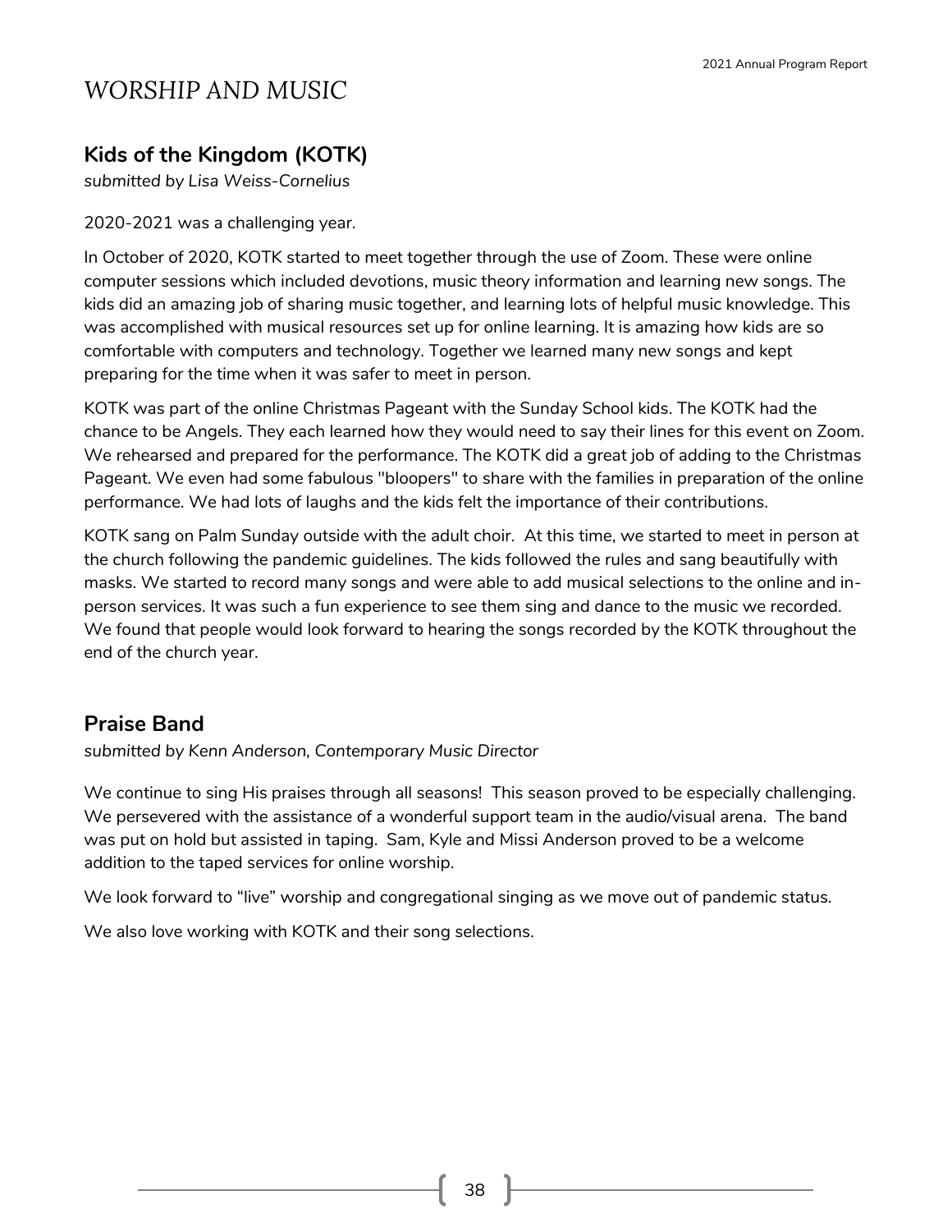# WORSHIP AND MUSIC

## Kids of the Kingdom (KOTK)

*submitted by Lisa Weiss-Cornelius*

2020-2021 was a challenging year.

In October of 2020, KOTK started to meet together through the use of Zoom. These were online computer sessions which included devotions, music theory information and learning new songs. The kids did an amazing job of sharing music together, and learning lots of helpful music knowledge. This was accomplished with musical resources set up for online learning. It is amazing how kids are so comfortable with computers and technology. Together we learned many new songs and kept preparing for the time when it was safer to meet in person.

KOTK was part of the online Christmas Pageant with the Sunday School kids. The KOTK had the chance to be Angels. They each learned how they would need to say their lines for this event on Zoom. We rehearsed and prepared for the performance. The KOTK did a great job of adding to the Christmas Pageant. We even had some fabulous "bloopers" to share with the families in preparation of the online performance. We had lots of laughs and the kids felt the importance of their contributions.

KOTK sang on Palm Sunday outside with the adult choir. At this time, we started to meet in person at the church following the pandemic guidelines. The kids followed the rules and sang beautifully with masks. We started to record many songs and were able to add musical selections to the online and in-person services. It was such a fun experience to see them sing and dance to the music we recorded. We found that people would look forward to hearing the songs recorded by the KOTK throughout the end of the church year.

## Praise Band

*submitted by Kenn Anderson, Contemporary Music Director*

We continue to sing His praises through all seasons! This season proved to be especially challenging. We persevered with the assistance of a wonderful support team in the audio/visual arena. The band was put on hold but assisted in taping. Sam, Kyle and Missi Anderson proved to be a welcome addition to the taped services for online worship.

We look forward to "live" worship and congregational singing as we move out of pandemic status.

We also love working with KOTK and their song selections.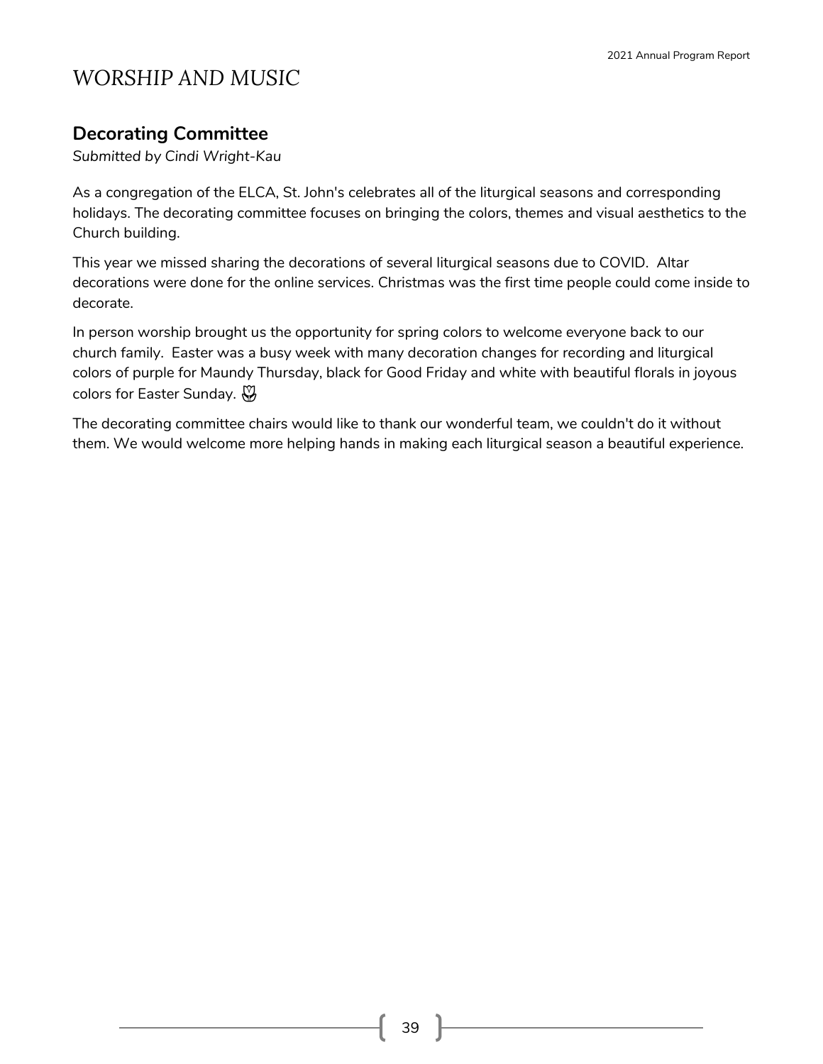# WORSHIP AND MUSIC

## Decorating Committee

*Submitted by Cindi Wright-Kau*

As a congregation of the ELCA, St. John's celebrates all of the liturgical seasons and corresponding holidays. The decorating committee focuses on bringing the colors, themes and visual aesthetics to the Church building.

This year we missed sharing the decorations of several liturgical seasons due to COVID. Altar decorations were done for the online services. Christmas was the first time people could come inside to decorate.

In person worship brought us the opportunity for spring colors to welcome everyone back to our church family. Easter was a busy week with many decoration changes for recording and liturgical colors of purple for Maundy Thursday, black for Good Friday and white with beautiful florals in joyous colors for Easter Sunday. 🌷

The decorating committee chairs would like to thank our wonderful team, we couldn't do it without them. We would welcome more helping hands in making each liturgical season a beautiful experience.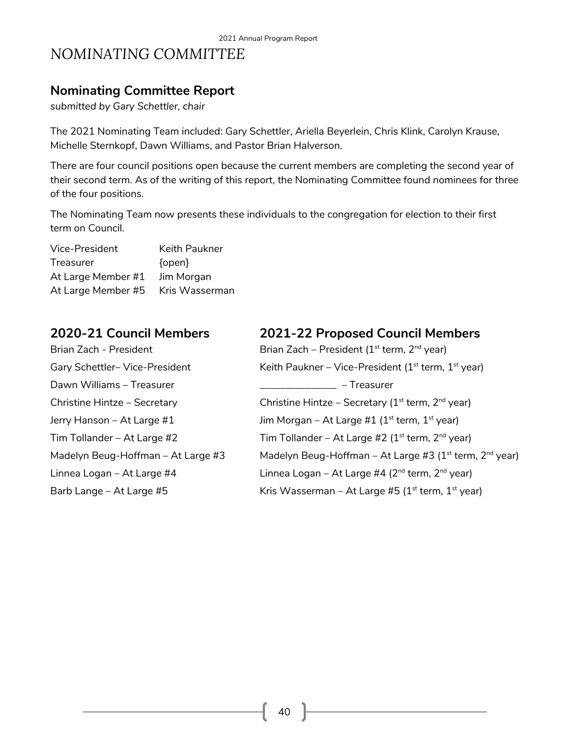# NOMINATING COMMITTEE

## Nominating Committee Report

*submitted by Gary Schettler, chair*

The 2021 Nominating Team included: Gary Schettler, Ariella Beyerlein, Chris Klink, Carolyn Krause, Michelle Sternkopf, Dawn Williams, and Pastor Brian Halverson.

There are four council positions open because the current members are completing the second year of their second term. As of the writing of this report, the Nominating Committee found nominees for three of the four positions.

The Nominating Team now presents these individuals to the congregation for election to their first term on Council.

| | |
|---|---|
| Vice-President | Keith Paukner |
| Treasurer | {open} |
| At Large Member #1 | Jim Morgan |
| At Large Member #5 | Kris Wasserman |

## 2020-21 Council Members

Brian Zach - President
Gary Schettler– Vice-President
Dawn Williams – Treasurer
Christine Hintze – Secretary
Jerry Hanson – At Large #1
Tim Tollander – At Large #2
Madelyn Beug-Hoffman – At Large #3
Linnea Logan – At Large #4
Barb Lange – At Large #5

## 2021-22 Proposed Council Members

Brian Zach – President (1st term, 2nd year)
Keith Paukner – Vice-President (1st term, 1st year)
_______________ – Treasurer
Christine Hintze – Secretary (1st term, 2nd year)
Jim Morgan – At Large #1 (1st term, 1st year)
Tim Tollander – At Large #2 (1st term, 2nd year)
Madelyn Beug-Hoffman – At Large #3 (1st term, 2nd year)
Linnea Logan – At Large #4 (2nd term, 2nd year)
Kris Wasserman – At Large #5 (1st term, 1st year)